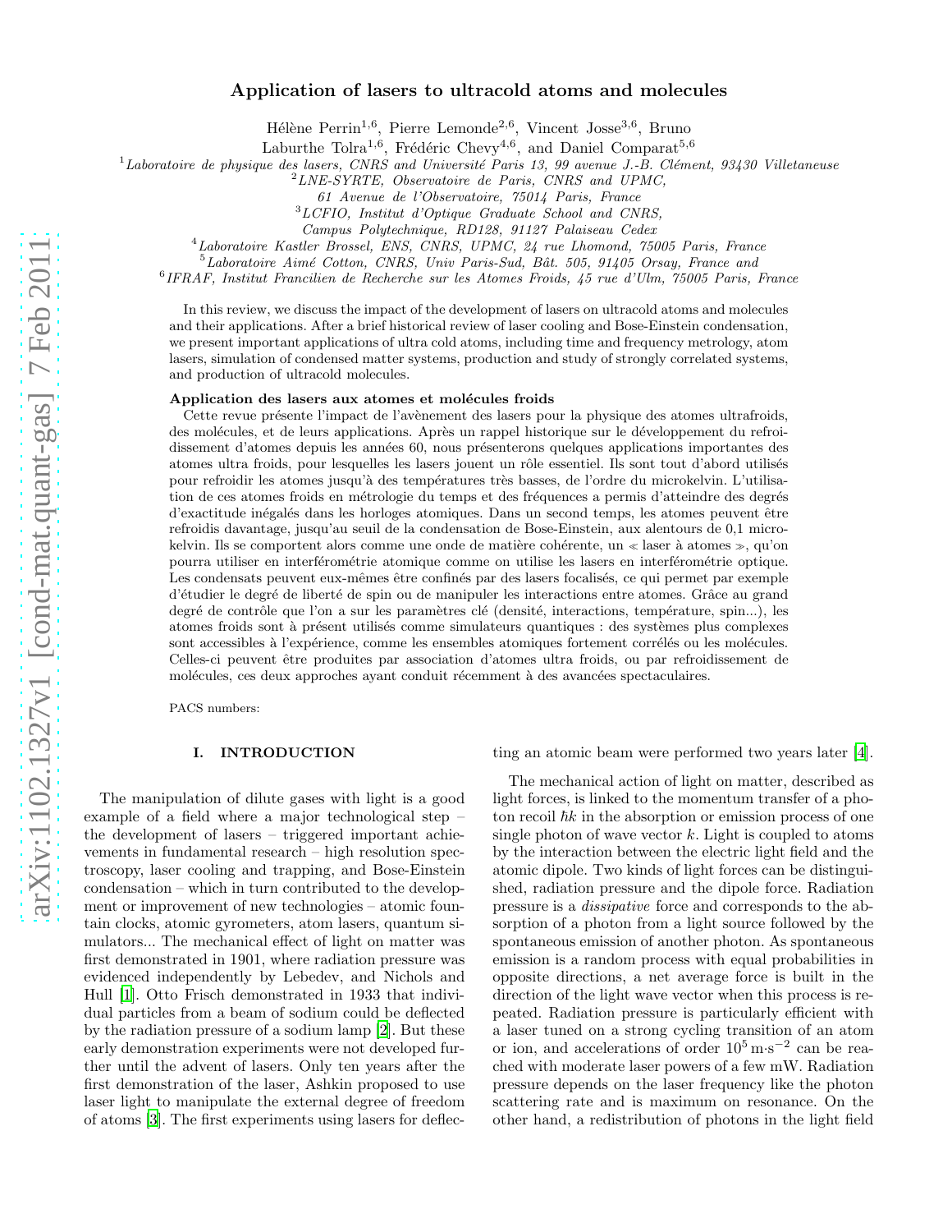# Application of lasers to ultracold atoms and molecules

Hélène Perrin[1,6], Pierre Lemonde[2,6], Vincent Josse[3,6], Bruno Laburthe Tolra[1,6], Frédéric Chevy[4,6], and Daniel Comparat[5,6]

[1] Laboratoire de physique des lasers, CNRS and Université Paris 13, 99 avenue J.-B. Clément, 93430 Villetaneuse
[2] LNE-SYRTE, Observatoire de Paris, CNRS and UPMC, 61 Avenue de l'Observatoire, 75014 Paris, France
[3] LCFIO, Institut d'Optique Graduate School and CNRS, Campus Polytechnique, RD128, 91127 Palaiseau Cedex
[4] Laboratoire Kastler Brossel, ENS, CNRS, UPMC, 24 rue Lhomond, 75005 Paris, France
[5] Laboratoire Aimé Cotton, CNRS, Univ Paris-Sud, Bât. 505, 91405 Orsay, France and
[6] IFRAF, Institut Francilien de Recherche sur les Atomes Froids, 45 rue d'Ulm, 75005 Paris, France

In this review, we discuss the impact of the development of lasers on ultracold atoms and molecules and their applications. After a brief historical review of laser cooling and Bose-Einstein condensation, we present important applications of ultra cold atoms, including time and frequency metrology, atom lasers, simulation of condensed matter systems, production and study of strongly correlated systems, and production of ultracold molecules.

**Application des lasers aux atomes et molécules froids**

Cette revue présente l'impact de l'avènement des lasers pour la physique des atomes ultrafroids, des molécules, et de leurs applications. Après un rappel historique sur le développement du refroidissement d'atomes depuis les années 60, nous présenterons quelques applications importantes des atomes ultra froids, pour lesquelles les lasers jouent un rôle essentiel. Ils sont tout d'abord utilisés pour refroidir les atomes jusqu'à des températures très basses, de l'ordre du microkelvin. L'utilisation de ces atomes froids en métrologie du temps et des fréquences a permis d'atteindre des degrés d'exactitude inégalés dans les horloges atomiques. Dans un second temps, les atomes peuvent être refroidis davantage, jusqu'au seuil de la condensation de Bose-Einstein, aux alentours de 0,1 microkelvin. Ils se comportent alors comme une onde de matière cohérente, un « laser à atomes », qu'on pourra utiliser en interférométrie atomique comme on utilise les lasers en interférométrie optique. Les condensats peuvent eux-mêmes être confinés par des lasers focalisés, ce qui permet par exemple d'étudier le degré de liberté de spin ou de manipuler les interactions entre atomes. Grâce au grand degré de contrôle que l'on a sur les paramètres clé (densité, interactions, température, spin...), les atomes froids sont à présent utilisés comme simulateurs quantiques : des systèmes plus complexes sont accessibles à l'expérience, comme les ensembles atomiques fortement corrélés ou les molécules. Celles-ci peuvent être produites par association d'atomes ultra froids, ou par refroidissement de molécules, ces deux approches ayant conduit récemment à des avancées spectaculaires.

PACS numbers:

## I. INTRODUCTION

The manipulation of dilute gases with light is a good example of a field where a major technological step – the development of lasers – triggered important achievements in fundamental research – high resolution spectroscopy, laser cooling and trapping, and Bose-Einstein condensation – which in turn contributed to the development or improvement of new technologies – atomic fountain clocks, atomic gyrometers, atom lasers, quantum simulators... The mechanical effect of light on matter was first demonstrated in 1901, where radiation pressure was evidenced independently by Lebedev, and Nichols and Hull [1]. Otto Frisch demonstrated in 1933 that individual particles from a beam of sodium could be deflected by the radiation pressure of a sodium lamp [2]. But these early demonstration experiments were not developed further until the advent of lasers. Only ten years after the first demonstration of the laser, Ashkin proposed to use laser light to manipulate the external degree of freedom of atoms [3]. The first experiments using lasers for deflecting an atomic beam were performed two years later [4].

The mechanical action of light on matter, described as light forces, is linked to the momentum transfer of a photon recoil $\hbar k$ in the absorption or emission process of one single photon of wave vector $k$. Light is coupled to atoms by the interaction between the electric light field and the atomic dipole. Two kinds of light forces can be distinguished, radiation pressure and the dipole force. Radiation pressure is a *dissipative* force and corresponds to the absorption of a photon from a light source followed by the spontaneous emission of another photon. As spontaneous emission is a random process with equal probabilities in opposite directions, a net average force is built in the direction of the light wave vector when this process is repeated. Radiation pressure is particularly efficient with a laser tuned on a strong cycling transition of an atom or ion, and accelerations of order $10^5\,\mathrm{m{\cdot}s^{-2}}$ can be reached with moderate laser powers of a few mW. Radiation pressure depends on the laser frequency like the photon scattering rate and is maximum on resonance. On the other hand, a redistribution of photons in the light field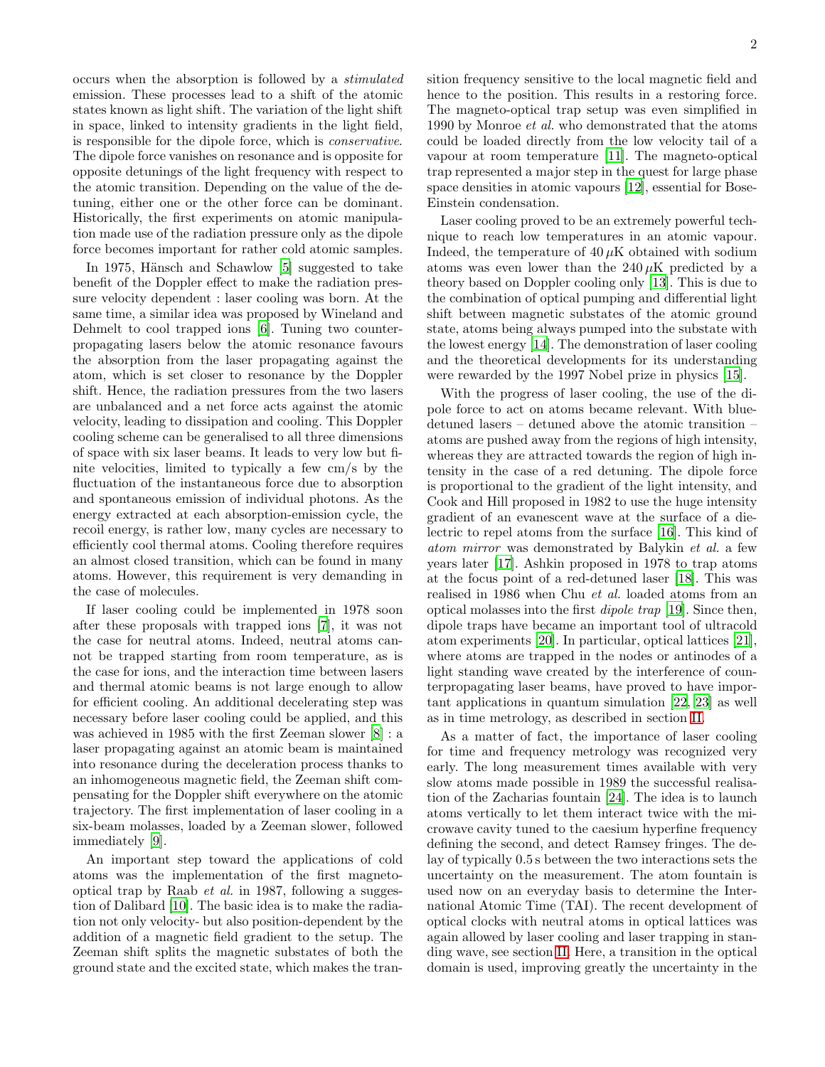occurs when the absorption is followed by a *stimulated* emission. These processes lead to a shift of the atomic states known as light shift. The variation of the light shift in space, linked to intensity gradients in the light field, is responsible for the dipole force, which is *conservative*. The dipole force vanishes on resonance and is opposite for opposite detunings of the light frequency with respect to the atomic transition. Depending on the value of the detuning, either one or the other force can be dominant. Historically, the first experiments on atomic manipulation made use of the radiation pressure only as the dipole force becomes important for rather cold atomic samples.

In 1975, Hänsch and Schawlow [5] suggested to take benefit of the Doppler effect to make the radiation pressure velocity dependent : laser cooling was born. At the same time, a similar idea was proposed by Wineland and Dehmelt to cool trapped ions [6]. Tuning two counterpropagating lasers below the atomic resonance favours the absorption from the laser propagating against the atom, which is set closer to resonance by the Doppler shift. Hence, the radiation pressures from the two lasers are unbalanced and a net force acts against the atomic velocity, leading to dissipation and cooling. This Doppler cooling scheme can be generalised to all three dimensions of space with six laser beams. It leads to very low but finite velocities, limited to typically a few cm/s by the fluctuation of the instantaneous force due to absorption and spontaneous emission of individual photons. As the energy extracted at each absorption-emission cycle, the recoil energy, is rather low, many cycles are necessary to efficiently cool thermal atoms. Cooling therefore requires an almost closed transition, which can be found in many atoms. However, this requirement is very demanding in the case of molecules.

If laser cooling could be implemented in 1978 soon after these proposals with trapped ions [7], it was not the case for neutral atoms. Indeed, neutral atoms cannot be trapped starting from room temperature, as is the case for ions, and the interaction time between lasers and thermal atomic beams is not large enough to allow for efficient cooling. An additional decelerating step was necessary before laser cooling could be applied, and this was achieved in 1985 with the first Zeeman slower [8] : a laser propagating against an atomic beam is maintained into resonance during the deceleration process thanks to an inhomogeneous magnetic field, the Zeeman shift compensating for the Doppler shift everywhere on the atomic trajectory. The first implementation of laser cooling in a six-beam molasses, loaded by a Zeeman slower, followed immediately [9].

An important step toward the applications of cold atoms was the implementation of the first magneto-optical trap by Raab *et al.* in 1987, following a suggestion of Dalibard [10]. The basic idea is to make the radiation not only velocity- but also position-dependent by the addition of a magnetic field gradient to the setup. The Zeeman shift splits the magnetic substates of both the ground state and the excited state, which makes the transition frequency sensitive to the local magnetic field and hence to the position. This results in a restoring force. The magneto-optical trap setup was even simplified in 1990 by Monroe *et al.* who demonstrated that the atoms could be loaded directly from the low velocity tail of a vapour at room temperature [11]. The magneto-optical trap represented a major step in the quest for large phase space densities in atomic vapours [12], essential for Bose-Einstein condensation.

Laser cooling proved to be an extremely powerful technique to reach low temperatures in an atomic vapour. Indeed, the temperature of $40\,\mu$K obtained with sodium atoms was even lower than the $240\,\mu$K predicted by a theory based on Doppler cooling only [13]. This is due to the combination of optical pumping and differential light shift between magnetic substates of the atomic ground state, atoms being always pumped into the substate with the lowest energy [14]. The demonstration of laser cooling and the theoretical developments for its understanding were rewarded by the 1997 Nobel prize in physics [15].

With the progress of laser cooling, the use of the dipole force to act on atoms became relevant. With blue-detuned lasers – detuned above the atomic transition – atoms are pushed away from the regions of high intensity, whereas they are attracted towards the region of high intensity in the case of a red detuning. The dipole force is proportional to the gradient of the light intensity, and Cook and Hill proposed in 1982 to use the huge intensity gradient of an evanescent wave at the surface of a dielectric to repel atoms from the surface [16]. This kind of *atom mirror* was demonstrated by Balykin *et al.* a few years later [17]. Ashkin proposed in 1978 to trap atoms at the focus point of a red-detuned laser [18]. This was realised in 1986 when Chu *et al.* loaded atoms from an optical molasses into the first *dipole trap* [19]. Since then, dipole traps have became an important tool of ultracold atom experiments [20]. In particular, optical lattices [21], where atoms are trapped in the nodes or antinodes of a light standing wave created by the interference of counterpropagating laser beams, have proved to have important applications in quantum simulation [22, 23] as well as in time metrology, as described in section II.

As a matter of fact, the importance of laser cooling for time and frequency metrology was recognized very early. The long measurement times available with very slow atoms made possible in 1989 the successful realisation of the Zacharias fountain [24]. The idea is to launch atoms vertically to let them interact twice with the microwave cavity tuned to the caesium hyperfine frequency defining the second, and detect Ramsey fringes. The delay of typically 0.5 s between the two interactions sets the uncertainty on the measurement. The atom fountain is used now on an everyday basis to determine the International Atomic Time (TAI). The recent development of optical clocks with neutral atoms in optical lattices was again allowed by laser cooling and laser trapping in standing wave, see section II. Here, a transition in the optical domain is used, improving greatly the uncertainty in the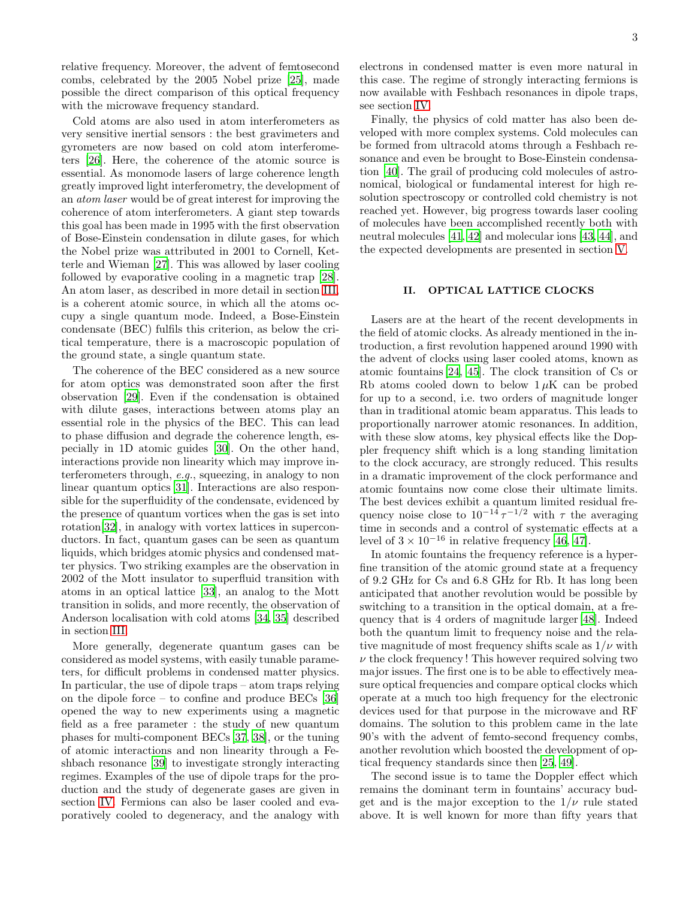relative frequency. Moreover, the advent of femtosecond combs, celebrated by the 2005 Nobel prize [25], made possible the direct comparison of this optical frequency with the microwave frequency standard.

Cold atoms are also used in atom interferometers as very sensitive inertial sensors : the best gravimeters and gyrometers are now based on cold atom interferometers [26]. Here, the coherence of the atomic source is essential. As monomode lasers of large coherence length greatly improved light interferometry, the development of an *atom laser* would be of great interest for improving the coherence of atom interferometers. A giant step towards this goal has been made in 1995 with the first observation of Bose-Einstein condensation in dilute gases, for which the Nobel prize was attributed in 2001 to Cornell, Ketterle and Wieman [27]. This was allowed by laser cooling followed by evaporative cooling in a magnetic trap [28]. An atom laser, as described in more detail in section III, is a coherent atomic source, in which all the atoms occupy a single quantum mode. Indeed, a Bose-Einstein condensate (BEC) fulfils this criterion, as below the critical temperature, there is a macroscopic population of the ground state, a single quantum state.

The coherence of the BEC considered as a new source for atom optics was demonstrated soon after the first observation [29]. Even if the condensation is obtained with dilute gases, interactions between atoms play an essential role in the physics of the BEC. This can lead to phase diffusion and degrade the coherence length, especially in 1D atomic guides [30]. On the other hand, interactions provide non linearity which may improve interferometers through, *e.g.*, squeezing, in analogy to non linear quantum optics [31]. Interactions are also responsible for the superfluidity of the condensate, evidenced by the presence of quantum vortices when the gas is set into rotation[32], in analogy with vortex lattices in superconductors. In fact, quantum gases can be seen as quantum liquids, which bridges atomic physics and condensed matter physics. Two striking examples are the observation in 2002 of the Mott insulator to superfluid transition with atoms in an optical lattice [33], an analog to the Mott transition in solids, and more recently, the observation of Anderson localisation with cold atoms [34, 35] described in section III.

More generally, degenerate quantum gases can be considered as model systems, with easily tunable parameters, for difficult problems in condensed matter physics. In particular, the use of dipole traps – atom traps relying on the dipole force – to confine and produce BECs [36] opened the way to new experiments using a magnetic field as a free parameter : the study of new quantum phases for multi-component BECs [37, 38], or the tuning of atomic interactions and non linearity through a Feshbach resonance [39] to investigate strongly interacting regimes. Examples of the use of dipole traps for the production and the study of degenerate gases are given in section IV. Fermions can also be laser cooled and evaporatively cooled to degeneracy, and the analogy with electrons in condensed matter is even more natural in this case. The regime of strongly interacting fermions is now available with Feshbach resonances in dipole traps, see section IV.

Finally, the physics of cold matter has also been developed with more complex systems. Cold molecules can be formed from ultracold atoms through a Feshbach resonance and even be brought to Bose-Einstein condensation [40]. The grail of producing cold molecules of astronomical, biological or fundamental interest for high resolution spectroscopy or controlled cold chemistry is not reached yet. However, big progress towards laser cooling of molecules have been accomplished recently both with neutral molecules [41, 42] and molecular ions [43, 44], and the expected developments are presented in section V.

## II. OPTICAL LATTICE CLOCKS

Lasers are at the heart of the recent developments in the field of atomic clocks. As already mentioned in the introduction, a first revolution happened around 1990 with the advent of clocks using laser cooled atoms, known as atomic fountains [24, 45]. The clock transition of Cs or Rb atoms cooled down to below $1\,\mu$K can be probed for up to a second, i.e. two orders of magnitude longer than in traditional atomic beam apparatus. This leads to proportionally narrower atomic resonances. In addition, with these slow atoms, key physical effects like the Doppler frequency shift which is a long standing limitation to the clock accuracy, are strongly reduced. This results in a dramatic improvement of the clock performance and atomic fountains now come close their ultimate limits. The best devices exhibit a quantum limited residual frequency noise close to $10^{-14}\,\tau^{-1/2}$ with $\tau$ the averaging time in seconds and a control of systematic effects at a level of $3\times10^{-16}$ in relative frequency [46, 47].

In atomic fountains the frequency reference is a hyperfine transition of the atomic ground state at a frequency of 9.2 GHz for Cs and 6.8 GHz for Rb. It has long been anticipated that another revolution would be possible by switching to a transition in the optical domain, at a frequency that is 4 orders of magnitude larger [48]. Indeed both the quantum limit to frequency noise and the relative magnitude of most frequency shifts scale as $1/\nu$ with $\nu$ the clock frequency ! This however required solving two major issues. The first one is to be able to effectively measure optical frequencies and compare optical clocks which operate at a much too high frequency for the electronic devices used for that purpose in the microwave and RF domains. The solution to this problem came in the late 90's with the advent of femto-second frequency combs, another revolution which boosted the development of optical frequency standards since then [25, 49].

The second issue is to tame the Doppler effect which remains the dominant term in fountains' accuracy budget and is the major exception to the $1/\nu$ rule stated above. It is well known for more than fifty years that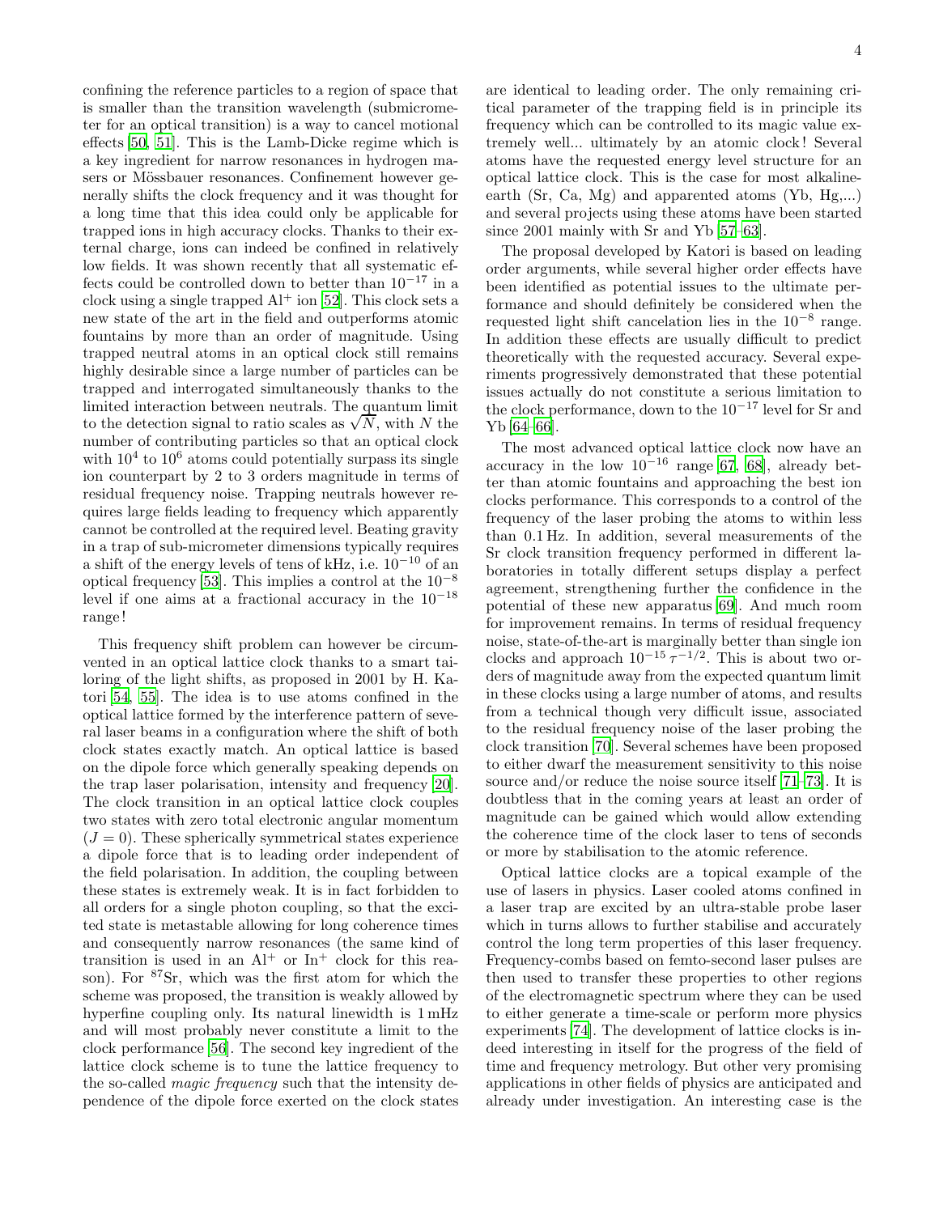confining the reference particles to a region of space that is smaller than the transition wavelength (submicrometer for an optical transition) is a way to cancel motional effects [50, 51]. This is the Lamb-Dicke regime which is a key ingredient for narrow resonances in hydrogen masers or Mössbauer resonances. Confinement however generally shifts the clock frequency and it was thought for a long time that this idea could only be applicable for trapped ions in high accuracy clocks. Thanks to their external charge, ions can indeed be confined in relatively low fields. It was shown recently that all systematic effects could be controlled down to better than $10^{-17}$ in a clock using a single trapped $Al^+$ ion [52]. This clock sets a new state of the art in the field and outperforms atomic fountains by more than an order of magnitude. Using trapped neutral atoms in an optical clock still remains highly desirable since a large number of particles can be trapped and interrogated simultaneously thanks to the limited interaction between neutrals. The quantum limit to the detection signal to ratio scales as $\sqrt{N}$, with $N$ the number of contributing particles so that an optical clock with $10^4$ to $10^6$ atoms could potentially surpass its single ion counterpart by 2 to 3 orders magnitude in terms of residual frequency noise. Trapping neutrals however requires large fields leading to frequency which apparently cannot be controlled at the required level. Beating gravity in a trap of sub-micrometer dimensions typically requires a shift of the energy levels of tens of kHz, i.e. $10^{-10}$ of an optical frequency [53]. This implies a control at the $10^{-8}$ level if one aims at a fractional accuracy in the $10^{-18}$ range!

This frequency shift problem can however be circumvented in an optical lattice clock thanks to a smart tailoring of the light shifts, as proposed in 2001 by H. Katori [54, 55]. The idea is to use atoms confined in the optical lattice formed by the interference pattern of several laser beams in a configuration where the shift of both clock states exactly match. An optical lattice is based on the dipole force which generally speaking depends on the trap laser polarisation, intensity and frequency [20]. The clock transition in an optical lattice clock couples two states with zero total electronic angular momentum ($J = 0$). These spherically symmetrical states experience a dipole force that is to leading order independent of the field polarisation. In addition, the coupling between these states is extremely weak. It is in fact forbidden to all orders for a single photon coupling, so that the excited state is metastable allowing for long coherence times and consequently narrow resonances (the same kind of transition is used in an $Al^+$ or $In^+$ clock for this reason). For $^{87}$Sr, which was the first atom for which the scheme was proposed, the transition is weakly allowed by hyperfine coupling only. Its natural linewidth is 1 mHz and will most probably never constitute a limit to the clock performance [56]. The second key ingredient of the lattice clock scheme is to tune the lattice frequency to the so-called *magic frequency* such that the intensity dependence of the dipole force exerted on the clock states are identical to leading order. The only remaining critical parameter of the trapping field is in principle its frequency which can be controlled to its magic value extremely well... ultimately by an atomic clock! Several atoms have the requested energy level structure for an optical lattice clock. This is the case for most alkaline-earth (Sr, Ca, Mg) and apparented atoms (Yb, Hg,...) and several projects using these atoms have been started since 2001 mainly with Sr and Yb [57–63].

The proposal developed by Katori is based on leading order arguments, while several higher order effects have been identified as potential issues to the ultimate performance and should definitely be considered when the requested light shift cancelation lies in the $10^{-8}$ range. In addition these effects are usually difficult to predict theoretically with the requested accuracy. Several experiments progressively demonstrated that these potential issues actually do not constitute a serious limitation to the clock performance, down to the $10^{-17}$ level for Sr and Yb [64–66].

The most advanced optical lattice clock now have an accuracy in the low $10^{-16}$ range [67, 68], already better than atomic fountains and approaching the best ion clocks performance. This corresponds to a control of the frequency of the laser probing the atoms to within less than 0.1 Hz. In addition, several measurements of the Sr clock transition frequency performed in different laboratories in totally different setups display a perfect agreement, strengthening further the confidence in the potential of these new apparatus [69]. And much room for improvement remains. In terms of residual frequency noise, state-of-the-art is marginally better than single ion clocks and approach $10^{-15}\,\tau^{-1/2}$. This is about two orders of magnitude away from the expected quantum limit in these clocks using a large number of atoms, and results from a technical though very difficult issue, associated to the residual frequency noise of the laser probing the clock transition [70]. Several schemes have been proposed to either dwarf the measurement sensitivity to this noise source and/or reduce the noise source itself [71–73]. It is doubtless that in the coming years at least an order of magnitude can be gained which would allow extending the coherence time of the clock laser to tens of seconds or more by stabilisation to the atomic reference.

Optical lattice clocks are a topical example of the use of lasers in physics. Laser cooled atoms confined in a laser trap are excited by an ultra-stable probe laser which in turns allows to further stabilise and accurately control the long term properties of this laser frequency. Frequency-combs based on femto-second laser pulses are then used to transfer these properties to other regions of the electromagnetic spectrum where they can be used to either generate a time-scale or perform more physics experiments [74]. The development of lattice clocks is indeed interesting in itself for the progress of the field of time and frequency metrology. But other very promising applications in other fields of physics are anticipated and already under investigation. An interesting case is the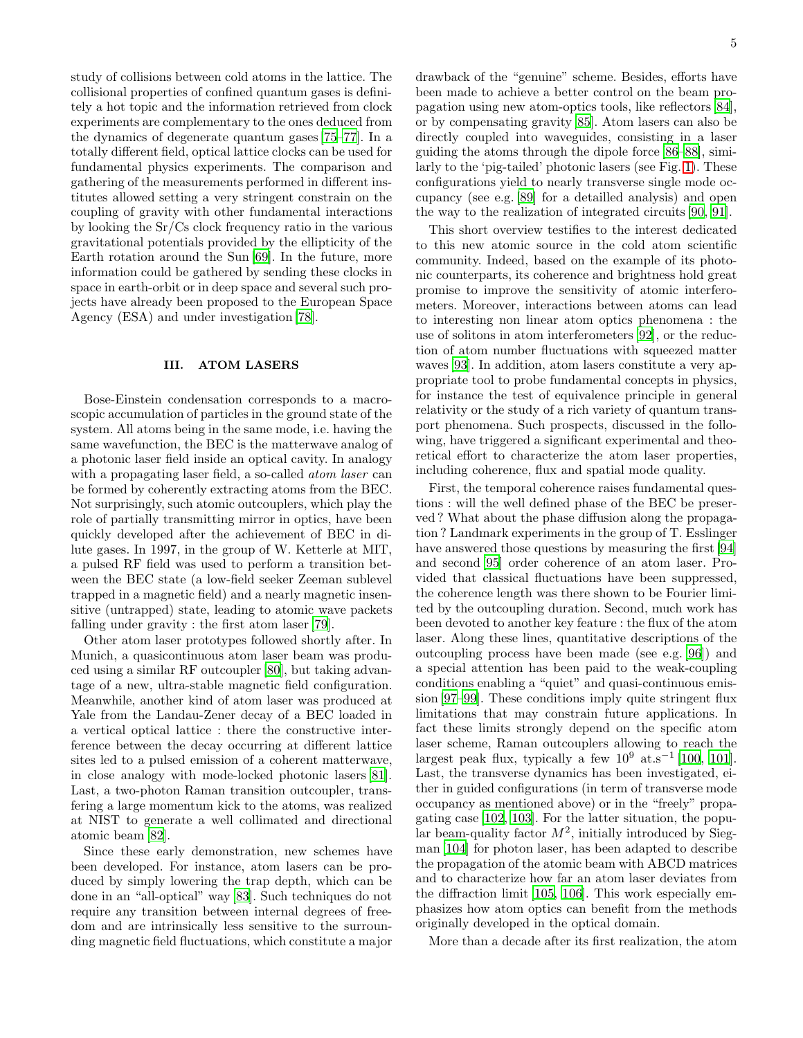study of collisions between cold atoms in the lattice. The collisional properties of confined quantum gases is definitely a hot topic and the information retrieved from clock experiments are complementary to the ones deduced from the dynamics of degenerate quantum gases [75–77]. In a totally different field, optical lattice clocks can be used for fundamental physics experiments. The comparison and gathering of the measurements performed in different institutes allowed setting a very stringent constrain on the coupling of gravity with other fundamental interactions by looking the Sr/Cs clock frequency ratio in the various gravitational potentials provided by the ellipticity of the Earth rotation around the Sun [69]. In the future, more information could be gathered by sending these clocks in space in earth-orbit or in deep space and several such projects have already been proposed to the European Space Agency (ESA) and under investigation [78].

## III. ATOM LASERS

Bose-Einstein condensation corresponds to a macroscopic accumulation of particles in the ground state of the system. All atoms being in the same mode, i.e. having the same wavefunction, the BEC is the matterwave analog of a photonic laser field inside an optical cavity. In analogy with a propagating laser field, a so-called *atom laser* can be formed by coherently extracting atoms from the BEC. Not surprisingly, such atomic outcouplers, which play the role of partially transmitting mirror in optics, have been quickly developed after the achievement of BEC in dilute gases. In 1997, in the group of W. Ketterle at MIT, a pulsed RF field was used to perform a transition between the BEC state (a low-field seeker Zeeman sublevel trapped in a magnetic field) and a nearly magnetic insensitive (untrapped) state, leading to atomic wave packets falling under gravity : the first atom laser [79].

Other atom laser prototypes followed shortly after. In Munich, a quasicontinuous atom laser beam was produced using a similar RF outcoupler [80], but taking advantage of a new, ultra-stable magnetic field configuration. Meanwhile, another kind of atom laser was produced at Yale from the Landau-Zener decay of a BEC loaded in a vertical optical lattice : there the constructive interference between the decay occurring at different lattice sites led to a pulsed emission of a coherent matterwave, in close analogy with mode-locked photonic lasers [81]. Last, a two-photon Raman transition outcoupler, transfering a large momentum kick to the atoms, was realized at NIST to generate a well collimated and directional atomic beam [82].

Since these early demonstration, new schemes have been developed. For instance, atom lasers can be produced by simply lowering the trap depth, which can be done in an "all-optical" way [83]. Such techniques do not require any transition between internal degrees of freedom and are intrinsically less sensitive to the surrounding magnetic field fluctuations, which constitute a major drawback of the "genuine" scheme. Besides, efforts have been made to achieve a better control on the beam propagation using new atom-optics tools, like reflectors [84], or by compensating gravity [85]. Atom lasers can also be directly coupled into waveguides, consisting in a laser guiding the atoms through the dipole force [86–88], similarly to the 'pig-tailed' photonic lasers (see Fig. 1). These configurations yield to nearly transverse single mode occupancy (see e.g. [89] for a detailled analysis) and open the way to the realization of integrated circuits [90, 91].

This short overview testifies to the interest dedicated to this new atomic source in the cold atom scientific community. Indeed, based on the example of its photonic counterparts, its coherence and brightness hold great promise to improve the sensitivity of atomic interferometers. Moreover, interactions between atoms can lead to interesting non linear atom optics phenomena : the use of solitons in atom interferometers [92], or the reduction of atom number fluctuations with squeezed matter waves [93]. In addition, atom lasers constitute a very appropriate tool to probe fundamental concepts in physics, for instance the test of equivalence principle in general relativity or the study of a rich variety of quantum transport phenomena. Such prospects, discussed in the following, have triggered a significant experimental and theoretical effort to characterize the atom laser properties, including coherence, flux and spatial mode quality.

First, the temporal coherence raises fundamental questions : will the well defined phase of the BEC be preserved ? What about the phase diffusion along the propagation ? Landmark experiments in the group of T. Esslinger have answered those questions by measuring the first [94] and second [95] order coherence of an atom laser. Provided that classical fluctuations have been suppressed, the coherence length was there shown to be Fourier limited by the outcoupling duration. Second, much work has been devoted to another key feature : the flux of the atom laser. Along these lines, quantitative descriptions of the outcoupling process have been made (see e.g. [96]) and a special attention has been paid to the weak-coupling conditions enabling a "quiet" and quasi-continuous emission [97–99]. These conditions imply quite stringent flux limitations that may constrain future applications. In fact these limits strongly depend on the specific atom laser scheme, Raman outcouplers allowing to reach the largest peak flux, typically a few $10^9$ at.s$^{-1}$ [100, 101]. Last, the transverse dynamics has been investigated, either in guided configurations (in term of transverse mode occupancy as mentioned above) or in the "freely" propagating case [102, 103]. For the latter situation, the popular beam-quality factor $M^2$, initially introduced by Siegman [104] for photon laser, has been adapted to describe the propagation of the atomic beam with ABCD matrices and to characterize how far an atom laser deviates from the diffraction limit [105, 106]. This work especially emphasizes how atom optics can benefit from the methods originally developed in the optical domain.

More than a decade after its first realization, the atom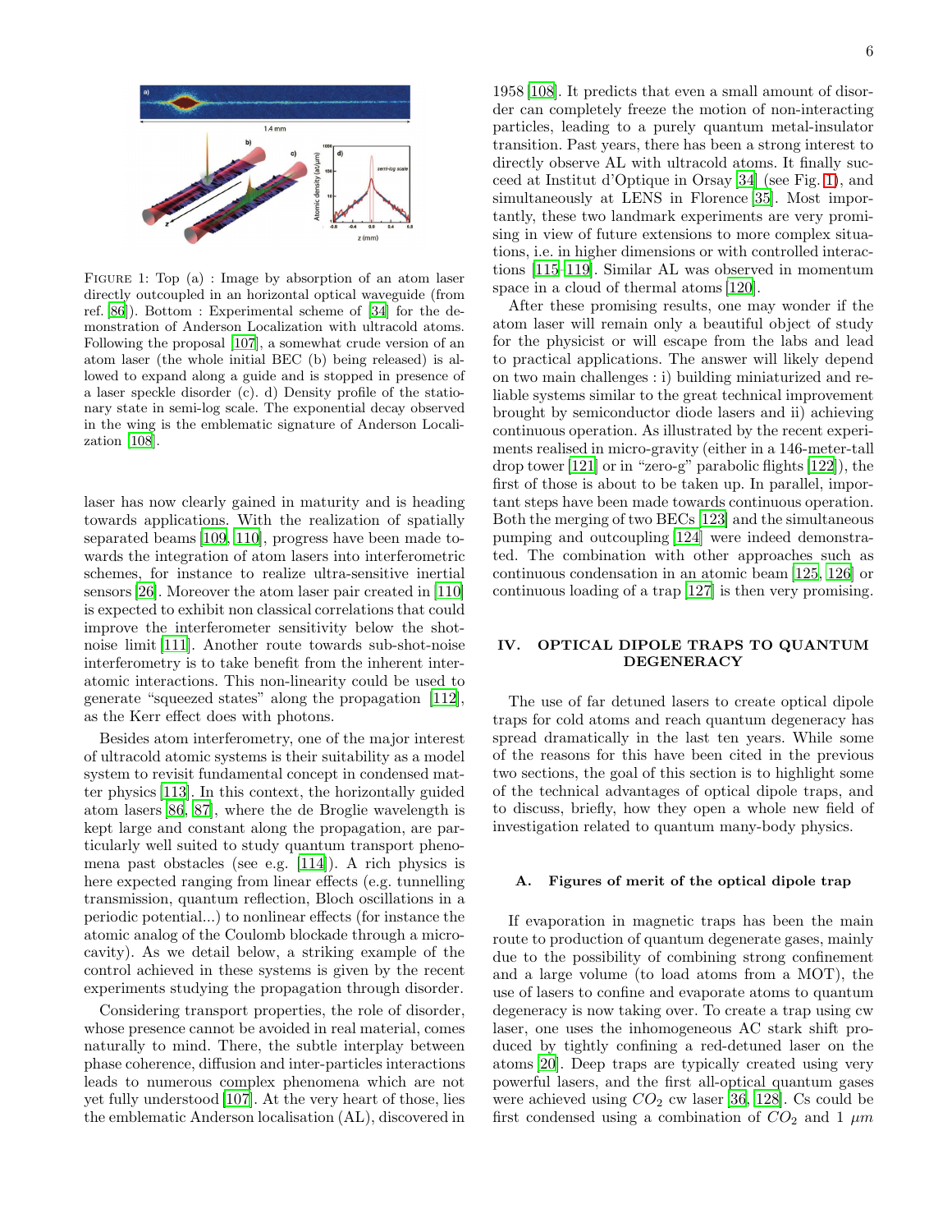FIGURE 1: Top (a) : Image by absorption of an atom laser directly outcoupled in an horizontal optical waveguide (from ref. [86]). Bottom : Experimental scheme of [34] for the demonstration of Anderson Localization with ultracold atoms. Following the proposal [107], a somewhat crude version of an atom laser (the whole initial BEC (b) being released) is allowed to expand along a guide and is stopped in presence of a laser speckle disorder (c). d) Density profile of the stationary state in semi-log scale. The exponential decay observed in the wing is the emblematic signature of Anderson Localization [108].

laser has now clearly gained in maturity and is heading towards applications. With the realization of spatially separated beams [109, 110], progress have been made towards the integration of atom lasers into interferometric schemes, for instance to realize ultra-sensitive inertial sensors [26]. Moreover the atom laser pair created in [110] is expected to exhibit non classical correlations that could improve the interferometer sensitivity below the shot-noise limit [111]. Another route towards sub-shot-noise interferometry is to take benefit from the inherent interatomic interactions. This non-linearity could be used to generate "squeezed states" along the propagation [112], as the Kerr effect does with photons.

Besides atom interferometry, one of the major interest of ultracold atomic systems is their suitability as a model system to revisit fundamental concept in condensed matter physics [113]. In this context, the horizontally guided atom lasers [86, 87], where the de Broglie wavelength is kept large and constant along the propagation, are particularly well suited to study quantum transport phenomena past obstacles (see e.g. [114]). A rich physics is here expected ranging from linear effects (e.g. tunnelling transmission, quantum reflection, Bloch oscillations in a periodic potential...) to nonlinear effects (for instance the atomic analog of the Coulomb blockade through a microcavity). As we detail below, a striking example of the control achieved in these systems is given by the recent experiments studying the propagation through disorder.

Considering transport properties, the role of disorder, whose presence cannot be avoided in real material, comes naturally to mind. There, the subtle interplay between phase coherence, diffusion and inter-particles interactions leads to numerous complex phenomena which are not yet fully understood [107]. At the very heart of those, lies the emblematic Anderson localisation (AL), discovered in 1958 [108]. It predicts that even a small amount of disorder can completely freeze the motion of non-interacting particles, leading to a purely quantum metal-insulator transition. Past years, there has been a strong interest to directly observe AL with ultracold atoms. It finally succeed at Institut d'Optique in Orsay [34] (see Fig. 1), and simultaneously at LENS in Florence [35]. Most importantly, these two landmark experiments are very promising in view of future extensions to more complex situations, i.e. in higher dimensions or with controlled interactions [115–119]. Similar AL was observed in momentum space in a cloud of thermal atoms [120].

After these promising results, one may wonder if the atom laser will remain only a beautiful object of study for the physicist or will escape from the labs and lead to practical applications. The answer will likely depend on two main challenges : i) building miniaturized and reliable systems similar to the great technical improvement brought by semiconductor diode lasers and ii) achieving continuous operation. As illustrated by the recent experiments realised in micro-gravity (either in a 146-meter-tall drop tower [121] or in "zero-g" parabolic flights [122]), the first of those is about to be taken up. In parallel, important steps have been made towards continuous operation. Both the merging of two BECs [123] and the simultaneous pumping and outcoupling [124] were indeed demonstrated. The combination with other approaches such as continuous condensation in an atomic beam [125, 126] or continuous loading of a trap [127] is then very promising.

## IV. OPTICAL DIPOLE TRAPS TO QUANTUM DEGENERACY

The use of far detuned lasers to create optical dipole traps for cold atoms and reach quantum degeneracy has spread dramatically in the last ten years. While some of the reasons for this have been cited in the previous two sections, the goal of this section is to highlight some of the technical advantages of optical dipole traps, and to discuss, briefly, how they open a whole new field of investigation related to quantum many-body physics.

### A. Figures of merit of the optical dipole trap

If evaporation in magnetic traps has been the main route to production of quantum degenerate gases, mainly due to the possibility of combining strong confinement and a large volume (to load atoms from a MOT), the use of lasers to confine and evaporate atoms to quantum degeneracy is now taking over. To create a trap using cw laser, one uses the inhomogeneous AC stark shift produced by tightly confining a red-detuned laser on the atoms [20]. Deep traps are typically created using very powerful lasers, and the first all-optical quantum gases were achieved using $CO_2$ cw laser [36, 128]. Cs could be first condensed using a combination of $CO_2$ and 1 $\mu m$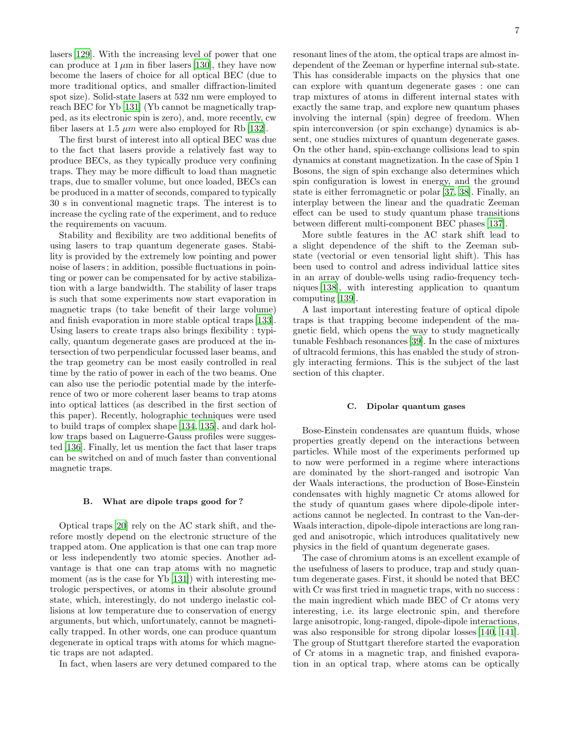lasers [129]. With the increasing level of power that one can produce at $1\,\mu$m in fiber lasers [130], they have now become the lasers of choice for all optical BEC (due to more traditional optics, and smaller diffraction-limited spot size). Solid-state lasers at 532 nm were employed to reach BEC for Yb [131] (Yb cannot be magnetically trapped, as its electronic spin is zero), and, more recently, cw fiber lasers at 1.5 $\mu m$ were also employed for Rb [132].

The first burst of interest into all optical BEC was due to the fact that lasers provide a relatively fast way to produce BECs, as they typically produce very confining traps. They may be more difficult to load than magnetic traps, due to smaller volume, but once loaded, BECs can be produced in a matter of seconds, compared to typically 30 s in conventional magnetic traps. The interest is to increase the cycling rate of the experiment, and to reduce the requirements on vacuum.

Stability and flexibility are two additional benefits of using lasers to trap quantum degenerate gases. Stability is provided by the extremely low pointing and power noise of lasers ; in addition, possible fluctuations in pointing or power can be compensated for by active stabilization with a large bandwidth. The stability of laser traps is such that some experiments now start evaporation in magnetic traps (to take benefit of their large volume) and finish evaporation in more stable optical traps [133]. Using lasers to create traps also brings flexibility : typically, quantum degenerate gases are produced at the intersection of two perpendicular focussed laser beams, and the trap geometry can be most easily controlled in real time by the ratio of power in each of the two beams. One can also use the periodic potential made by the interference of two or more coherent laser beams to trap atoms into optical lattices (as described in the first section of this paper). Recently, holographic techniques were used to build traps of complex shape [134, 135], and dark hollow traps based on Laguerre-Gauss profiles were suggested [136]. Finally, let us mention the fact that laser traps can be switched on and of much faster than conventional magnetic traps.

### B. What are dipole traps good for ?

Optical traps [20] rely on the AC stark shift, and therefore mostly depend on the electronic structure of the trapped atom. One application is that one can trap more or less independently two atomic species. Another advantage is that one can trap atoms with no magnetic moment (as is the case for Yb [131]) with interesting metrologic perspectives, or atoms in their absolute ground state, which, interestingly, do not undergo inelastic collisions at low temperature due to conservation of energy arguments, but which, unfortunately, cannot be magnetically trapped. In other words, one can produce quantum degenerate in optical traps with atoms for which magnetic traps are not adapted.

In fact, when lasers are very detuned compared to the resonant lines of the atom, the optical traps are almost independent of the Zeeman or hyperfine internal sub-state. This has considerable impacts on the physics that one can explore with quantum degenerate gases : one can trap mixtures of atoms in different internal states with exactly the same trap, and explore new quantum phases involving the internal (spin) degree of freedom. When spin interconversion (or spin exchange) dynamics is absent, one studies mixtures of quantum degenerate gases. On the other hand, spin-exchange collisions lead to spin dynamics at constant magnetization. In the case of Spin 1 Bosons, the sign of spin exchange also determines which spin configuration is lowest in energy, and the ground state is either ferromagnetic or polar [37, 38]. Finally, an interplay between the linear and the quadratic Zeeman effect can be used to study quantum phase transitions between different multi-component BEC phases [137].

More subtle features in the AC stark shift lead to a slight dependence of the shift to the Zeeman substate (vectorial or even tensorial light shift). This has been used to control and adress individual lattice sites in an array of double-wells using radio-frequency techniques [138], with interesting application to quantum computing [139].

A last important interesting feature of optical dipole traps is that trapping become independent of the magnetic field, which opens the way to study magnetically tunable Feshbach resonances [39]. In the case of mixtures of ultracold fermions, this has enabled the study of strongly interacting fermions. This is the subject of the last section of this chapter.

### C. Dipolar quantum gases

Bose-Einstein condensates are quantum fluids, whose properties greatly depend on the interactions between particles. While most of the experiments performed up to now were performed in a regime where interactions are dominated by the short-ranged and isotropic Van der Waals interactions, the production of Bose-Einstein condensates with highly magnetic Cr atoms allowed for the study of quantum gases where dipole-dipole interactions cannot be neglected. In contrast to the Van-der-Waals interaction, dipole-dipole interactions are long ranged and anisotropic, which introduces qualitatively new physics in the field of quantum degenerate gases.

The case of chromium atoms is an excellent example of the usefulness of lasers to produce, trap and study quantum degenerate gases. First, it should be noted that BEC with Cr was first tried in magnetic traps, with no success : the main ingredient which made BEC of Cr atoms very interesting, i.e. its large electronic spin, and therefore large anisotropic, long-ranged, dipole-dipole interactions, was also responsible for strong dipolar losses [140, 141]. The group of Stuttgart therefore started the evaporation of Cr atoms in a magnetic trap, and finished evaporation in an optical trap, where atoms can be optically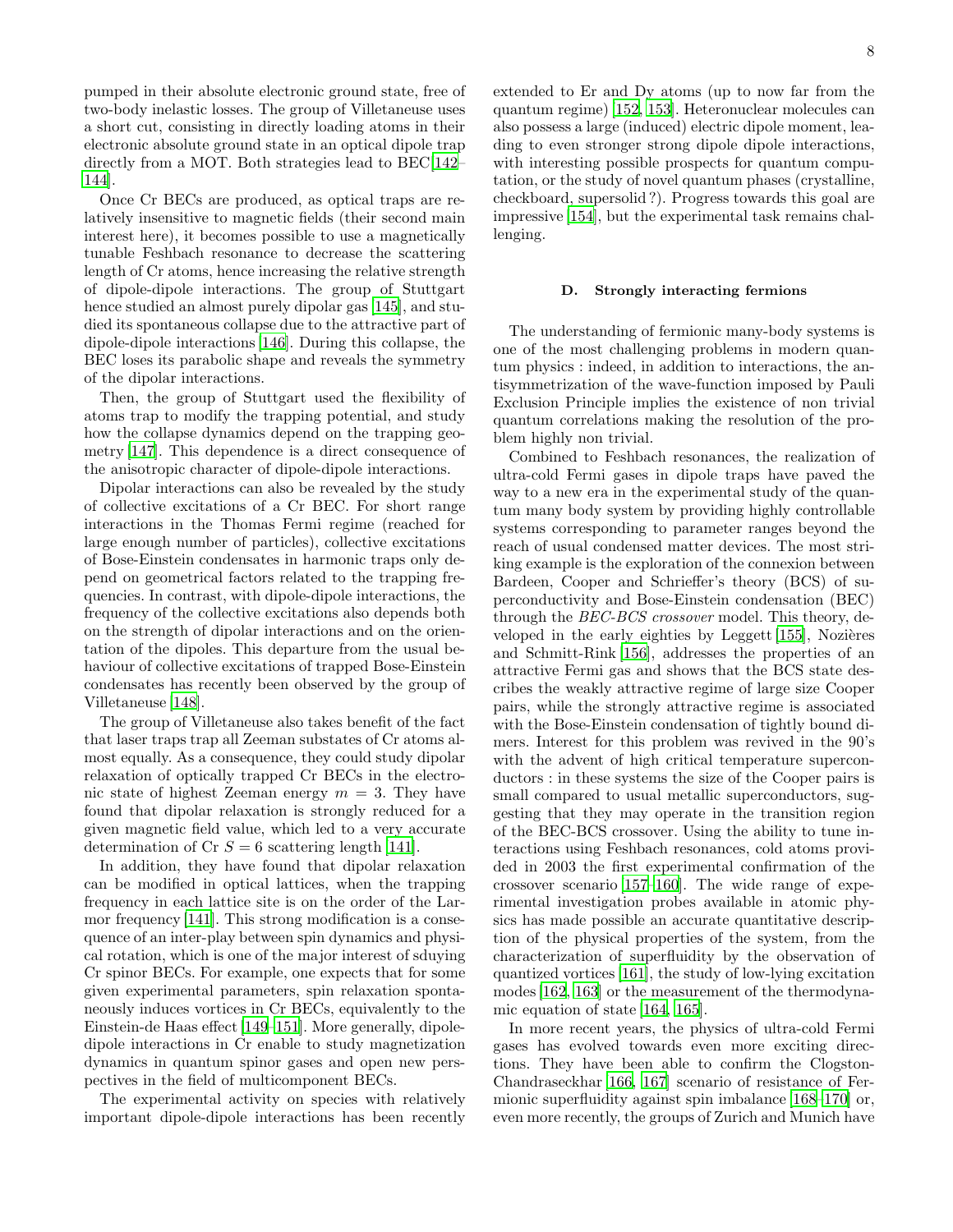pumped in their absolute electronic ground state, free of two-body inelastic losses. The group of Villetaneuse uses a short cut, consisting in directly loading atoms in their electronic absolute ground state in an optical dipole trap directly from a MOT. Both strategies lead to BEC[142–144].

Once Cr BECs are produced, as optical traps are relatively insensitive to magnetic fields (their second main interest here), it becomes possible to use a magnetically tunable Feshbach resonance to decrease the scattering length of Cr atoms, hence increasing the relative strength of dipole-dipole interactions. The group of Stuttgart hence studied an almost purely dipolar gas [145], and studied its spontaneous collapse due to the attractive part of dipole-dipole interactions [146]. During this collapse, the BEC loses its parabolic shape and reveals the symmetry of the dipolar interactions.

Then, the group of Stuttgart used the flexibility of atoms trap to modify the trapping potential, and study how the collapse dynamics depend on the trapping geometry [147]. This dependence is a direct consequence of the anisotropic character of dipole-dipole interactions.

Dipolar interactions can also be revealed by the study of collective excitations of a Cr BEC. For short range interactions in the Thomas Fermi regime (reached for large enough number of particles), collective excitations of Bose-Einstein condensates in harmonic traps only depend on geometrical factors related to the trapping frequencies. In contrast, with dipole-dipole interactions, the frequency of the collective excitations also depends both on the strength of dipolar interactions and on the orientation of the dipoles. This departure from the usual behaviour of collective excitations of trapped Bose-Einstein condensates has recently been observed by the group of Villetaneuse [148].

The group of Villetaneuse also takes benefit of the fact that laser traps trap all Zeeman substates of Cr atoms almost equally. As a consequence, they could study dipolar relaxation of optically trapped Cr BECs in the electronic state of highest Zeeman energy $m = 3$. They have found that dipolar relaxation is strongly reduced for a given magnetic field value, which led to a very accurate determination of Cr $S = 6$ scattering length [141].

In addition, they have found that dipolar relaxation can be modified in optical lattices, when the trapping frequency in each lattice site is on the order of the Larmor frequency [141]. This strong modification is a consequence of an inter-play between spin dynamics and physical rotation, which is one of the major interest of sduying Cr spinor BECs. For example, one expects that for some given experimental parameters, spin relaxation spontaneously induces vortices in Cr BECs, equivalently to the Einstein-de Haas effect [149–151]. More generally, dipole-dipole interactions in Cr enable to study magnetization dynamics in quantum spinor gases and open new perspectives in the field of multicomponent BECs.

The experimental activity on species with relatively important dipole-dipole interactions has been recently extended to Er and Dy atoms (up to now far from the quantum regime) [152, 153]. Heteronuclear molecules can also possess a large (induced) electric dipole moment, leading to even stronger strong dipole dipole interactions, with interesting possible prospects for quantum computation, or the study of novel quantum phases (crystalline, checkboard, supersolid ?). Progress towards this goal are impressive [154], but the experimental task remains challenging.

### D. Strongly interacting fermions

The understanding of fermionic many-body systems is one of the most challenging problems in modern quantum physics : indeed, in addition to interactions, the antisymmetrization of the wave-function imposed by Pauli Exclusion Principle implies the existence of non trivial quantum correlations making the resolution of the problem highly non trivial.

Combined to Feshbach resonances, the realization of ultra-cold Fermi gases in dipole traps have paved the way to a new era in the experimental study of the quantum many body system by providing highly controllable systems corresponding to parameter ranges beyond the reach of usual condensed matter devices. The most striking example is the exploration of the connexion between Bardeen, Cooper and Schrieffer's theory (BCS) of superconductivity and Bose-Einstein condensation (BEC) through the *BEC-BCS crossover* model. This theory, developed in the early eighties by Leggett [155], Nozières and Schmitt-Rink [156], addresses the properties of an attractive Fermi gas and shows that the BCS state describes the weakly attractive regime of large size Cooper pairs, while the strongly attractive regime is associated with the Bose-Einstein condensation of tightly bound dimers. Interest for this problem was revived in the 90's with the advent of high critical temperature superconductors : in these systems the size of the Cooper pairs is small compared to usual metallic superconductors, suggesting that they may operate in the transition region of the BEC-BCS crossover. Using the ability to tune interactions using Feshbach resonances, cold atoms provided in 2003 the first experimental confirmation of the crossover scenario [157–160]. The wide range of experimental investigation probes available in atomic physics has made possible an accurate quantitative description of the physical properties of the system, from the characterization of superfluidity by the observation of quantized vortices [161], the study of low-lying excitation modes [162, 163] or the measurement of the thermodynamic equation of state [164, 165].

In more recent years, the physics of ultra-cold Fermi gases has evolved towards even more exciting directions. They have been able to confirm the Clogston-Chandraseckhar [166, 167] scenario of resistance of Fermionic superfluidity against spin imbalance [168–170] or, even more recently, the groups of Zurich and Munich have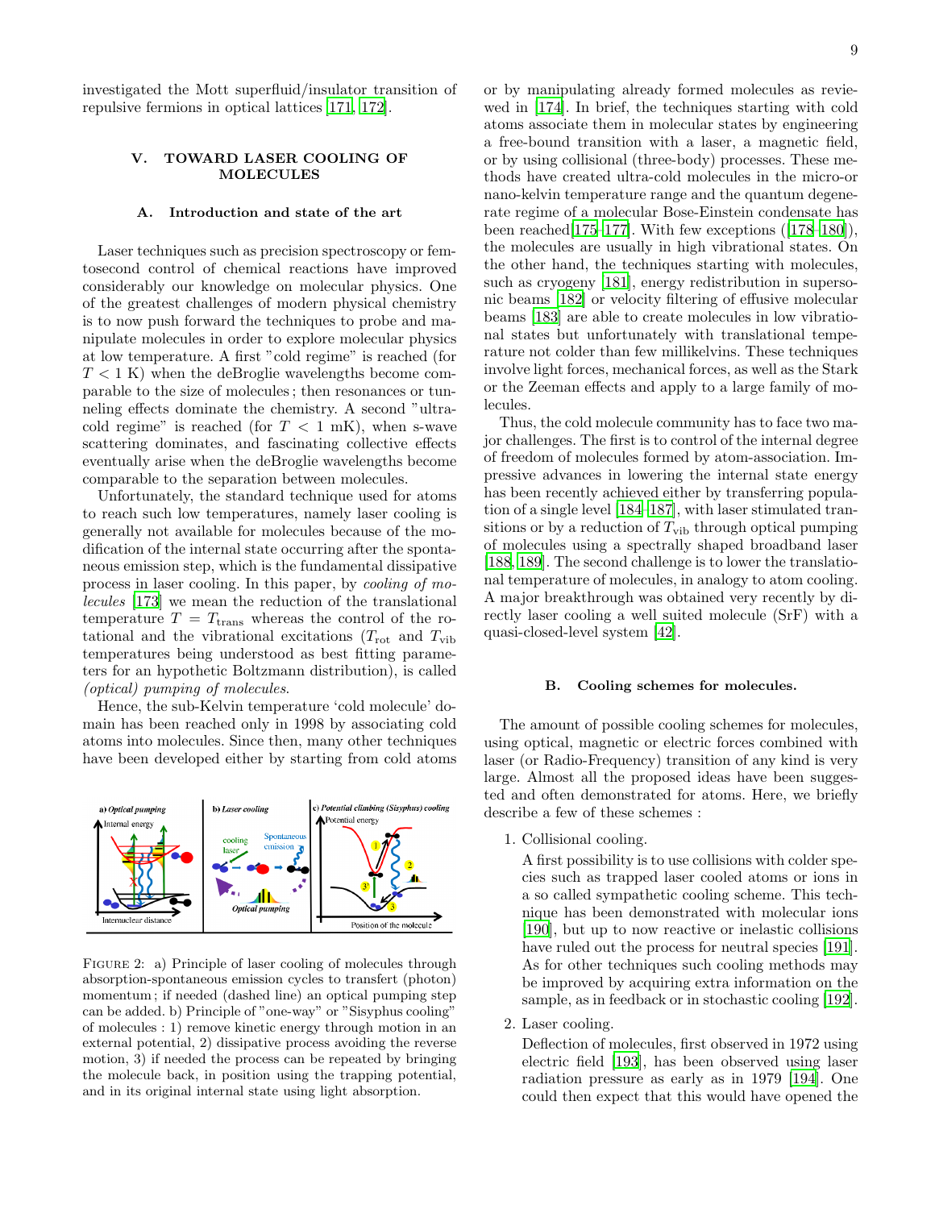investigated the Mott superfluid/insulator transition of repulsive fermions in optical lattices [171, 172].

## V. TOWARD LASER COOLING OF MOLECULES

### A. Introduction and state of the art

Laser techniques such as precision spectroscopy or femtosecond control of chemical reactions have improved considerably our knowledge on molecular physics. One of the greatest challenges of modern physical chemistry is to now push forward the techniques to probe and manipulate molecules in order to explore molecular physics at low temperature. A first "cold regime" is reached (for $T < 1$ K) when the deBroglie wavelengths become comparable to the size of molecules ; then resonances or tunneling effects dominate the chemistry. A second "ultracold regime" is reached (for $T < 1$ mK), when s-wave scattering dominates, and fascinating collective effects eventually arise when the deBroglie wavelengths become comparable to the separation between molecules.

Unfortunately, the standard technique used for atoms to reach such low temperatures, namely laser cooling is generally not available for molecules because of the modification of the internal state occurring after the spontaneous emission step, which is the fundamental dissipative process in laser cooling. In this paper, by *cooling of molecules* [173] we mean the reduction of the translational temperature $T = T_{\rm trans}$ whereas the control of the rotational and the vibrational excitations ($T_{\rm rot}$ and $T_{\rm vib}$ temperatures being understood as best fitting parameters for an hypothetic Boltzmann distribution), is called *(optical) pumping of molecules*.

Hence, the sub-Kelvin temperature 'cold molecule' domain has been reached only in 1998 by associating cold atoms into molecules. Since then, many other techniques have been developed either by starting from cold atoms or by manipulating already formed molecules as reviewed in [174]. In brief, the techniques starting with cold atoms associate them in molecular states by engineering a free-bound transition with a laser, a magnetic field, or by using collisional (three-body) processes. These methods have created ultra-cold molecules in the micro-or nano-kelvin temperature range and the quantum degenerate regime of a molecular Bose-Einstein condensate has been reached[175–177]. With few exceptions ([178–180]), the molecules are usually in high vibrational states. On the other hand, the techniques starting with molecules, such as cryogeny [181], energy redistribution in supersonic beams [182] or velocity filtering of effusive molecular beams [183] are able to create molecules in low vibrational states but unfortunately with translational temperature not colder than few millikelvins. These techniques involve light forces, mechanical forces, as well as the Stark or the Zeeman effects and apply to a large family of molecules.

Thus, the cold molecule community has to face two major challenges. The first is to control of the internal degree of freedom of molecules formed by atom-association. Impressive advances in lowering the internal state energy has been recently achieved either by transferring population of a single level [184–187], with laser stimulated transitions or by a reduction of $T_{\rm vib}$ through optical pumping of molecules using a spectrally shaped broadband laser [188, 189]. The second challenge is to lower the translational temperature of molecules, in analogy to atom cooling. A major breakthrough was obtained very recently by directly laser cooling a well suited molecule (SrF) with a quasi-closed-level system [42].

FIGURE 2: a) Principle of laser cooling of molecules through absorption-spontaneous emission cycles to transfert (photon) momentum ; if needed (dashed line) an optical pumping step can be added. b) Principle of "one-way" or "Sisyphus cooling" of molecules : 1) remove kinetic energy through motion in an external potential, 2) dissipative process avoiding the reverse motion, 3) if needed the process can be repeated by bringing the molecule back, in position using the trapping potential, and in its original internal state using light absorption.

### B. Cooling schemes for molecules.

The amount of possible cooling schemes for molecules, using optical, magnetic or electric forces combined with laser (or Radio-Frequency) transition of any kind is very large. Almost all the proposed ideas have been suggested and often demonstrated for atoms. Here, we briefly describe a few of these schemes :

1. Collisional cooling.

   A first possibility is to use collisions with colder species such as trapped laser cooled atoms or ions in a so called sympathetic cooling scheme. This technique has been demonstrated with molecular ions [190], but up to now reactive or inelastic collisions have ruled out the process for neutral species [191]. As for other techniques such cooling methods may be improved by acquiring extra information on the sample, as in feedback or in stochastic cooling [192].

2. Laser cooling.

   Deflection of molecules, first observed in 1972 using electric field [193], has been observed using laser radiation pressure as early as in 1979 [194]. One could then expect that this would have opened the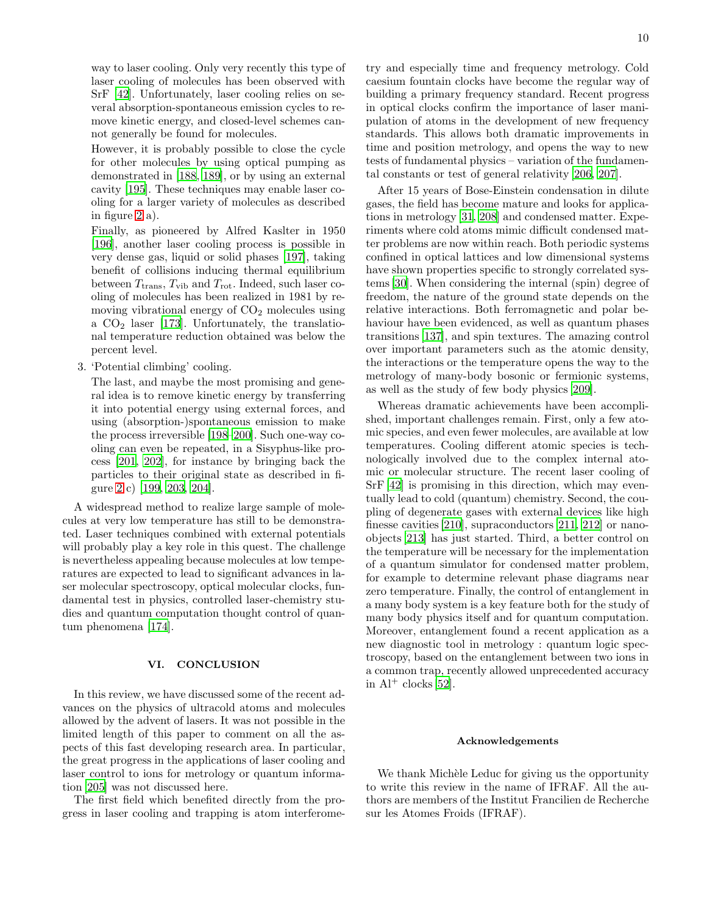way to laser cooling. Only very recently this type of laser cooling of molecules has been observed with SrF [42]. Unfortunately, laser cooling relies on several absorption-spontaneous emission cycles to remove kinetic energy, and closed-level schemes cannot generally be found for molecules.

However, it is probably possible to close the cycle for other molecules by using optical pumping as demonstrated in [188, 189], or by using an external cavity [195]. These techniques may enable laser cooling for a larger variety of molecules as described in figure 2 a).

Finally, as pioneered by Alfred Kaslter in 1950 [196], another laser cooling process is possible in very dense gas, liquid or solid phases [197], taking benefit of collisions inducing thermal equilibrium between $T_{\rm trans}$, $T_{\rm vib}$ and $T_{\rm rot}$. Indeed, such laser cooling of molecules has been realized in 1981 by removing vibrational energy of $CO_2$ molecules using a $CO_2$ laser [173]. Unfortunately, the translational temperature reduction obtained was below the percent level.

3. 'Potential climbing' cooling.

   The last, and maybe the most promising and general idea is to remove kinetic energy by transferring it into potential energy using external forces, and using (absorption-)spontaneous emission to make the process irreversible [198–200]. Such one-way cooling can even be repeated, in a Sisyphus-like process [201, 202], for instance by bringing back the particles to their original state as described in figure 2 c) [199, 203, 204].

A widespread method to realize large sample of molecules at very low temperature has still to be demonstrated. Laser techniques combined with external potentials will probably play a key role in this quest. The challenge is nevertheless appealing because molecules at low temperatures are expected to lead to significant advances in laser molecular spectroscopy, optical molecular clocks, fundamental test in physics, controlled laser-chemistry studies and quantum computation thought control of quantum phenomena [174].

## VI. CONCLUSION

In this review, we have discussed some of the recent advances on the physics of ultracold atoms and molecules allowed by the advent of lasers. It was not possible in the limited length of this paper to comment on all the aspects of this fast developing research area. In particular, the great progress in the applications of laser cooling and laser control to ions for metrology or quantum information [205] was not discussed here.

The first field which benefited directly from the progress in laser cooling and trapping is atom interferometry and especially time and frequency metrology. Cold caesium fountain clocks have become the regular way of building a primary frequency standard. Recent progress in optical clocks confirm the importance of laser manipulation of atoms in the development of new frequency standards. This allows both dramatic improvements in time and position metrology, and opens the way to new tests of fundamental physics – variation of the fundamental constants or test of general relativity [206, 207].

After 15 years of Bose-Einstein condensation in dilute gases, the field has become mature and looks for applications in metrology [31, 208] and condensed matter. Experiments where cold atoms mimic difficult condensed matter problems are now within reach. Both periodic systems confined in optical lattices and low dimensional systems have shown properties specific to strongly correlated systems [30]. When considering the internal (spin) degree of freedom, the nature of the ground state depends on the relative interactions. Both ferromagnetic and polar behaviour have been evidenced, as well as quantum phases transitions [137], and spin textures. The amazing control over important parameters such as the atomic density, the interactions or the temperature opens the way to the metrology of many-body bosonic or fermionic systems, as well as the study of few body physics [209].

Whereas dramatic achievements have been accomplished, important challenges remain. First, only a few atomic species, and even fewer molecules, are available at low temperatures. Cooling different atomic species is technologically involved due to the complex internal atomic or molecular structure. The recent laser cooling of SrF [42] is promising in this direction, which may eventually lead to cold (quantum) chemistry. Second, the coupling of degenerate gases with external devices like high finesse cavities [210], supraconductors [211, 212] or nano-objects [213] has just started. Third, a better control on the temperature will be necessary for the implementation of a quantum simulator for condensed matter problem, for example to determine relevant phase diagrams near zero temperature. Finally, the control of entanglement in a many body system is a key feature both for the study of many body physics itself and for quantum computation. Moreover, entanglement found a recent application as a new diagnostic tool in metrology : quantum logic spectroscopy, based on the entanglement between two ions in a common trap, recently allowed unprecedented accuracy in $Al^+$ clocks [52].

### Acknowledgements

We thank Michèle Leduc for giving us the opportunity to write this review in the name of IFRAF. All the authors are members of the Institut Francilien de Recherche sur les Atomes Froids (IFRAF).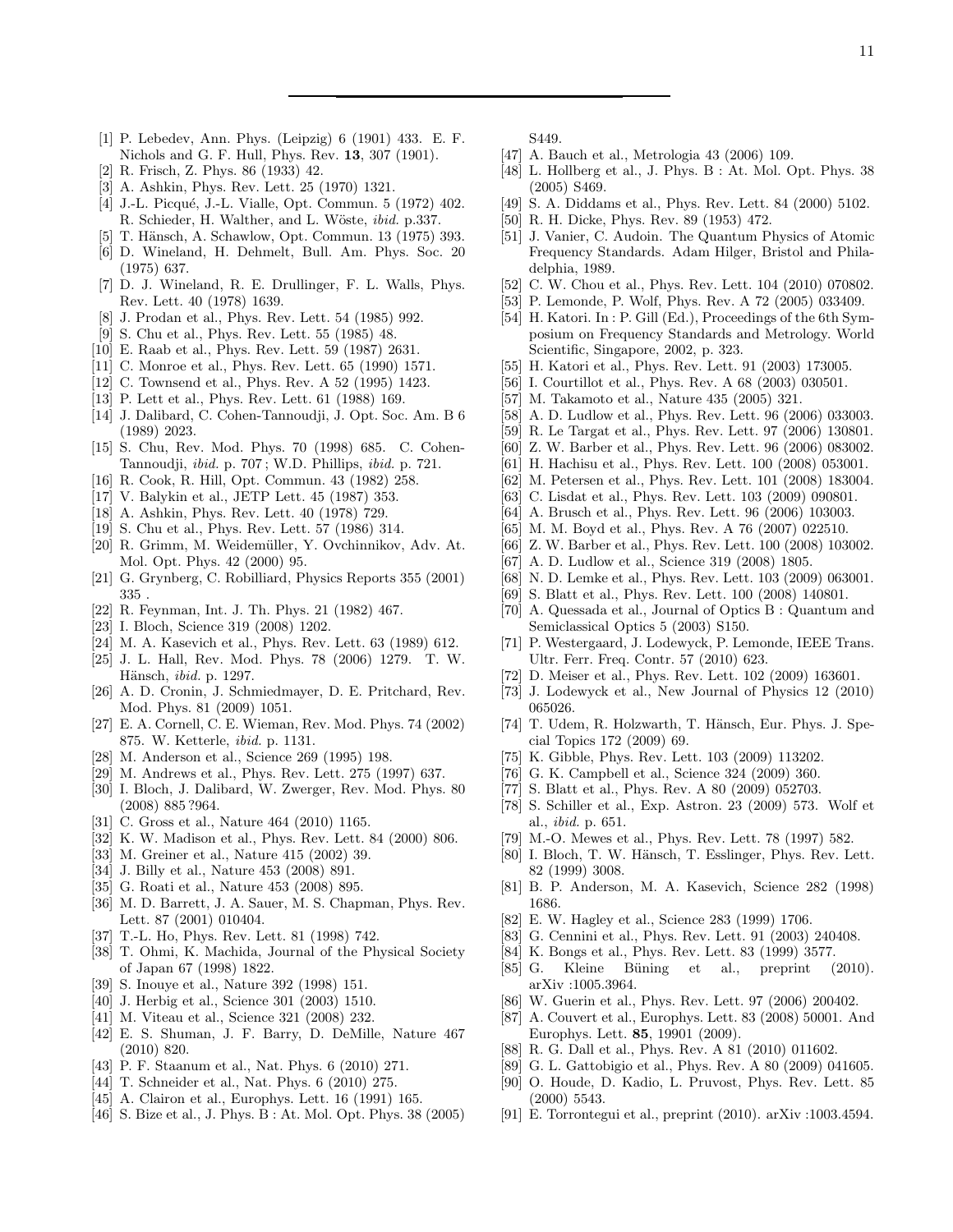[1] P. Lebedev, Ann. Phys. (Leipzig) 6 (1901) 433. E. F. Nichols and G. F. Hull, Phys. Rev. **13**, 307 (1901).
[2] R. Frisch, Z. Phys. 86 (1933) 42.
[3] A. Ashkin, Phys. Rev. Lett. 25 (1970) 1321.
[4] J.-L. Picqué, J.-L. Vialle, Opt. Commun. 5 (1972) 402. R. Schieder, H. Walther, and L. Wöste, *ibid.* p.337.
[5] T. Hänsch, A. Schawlow, Opt. Commun. 13 (1975) 393.
[6] D. Wineland, H. Dehmelt, Bull. Am. Phys. Soc. 20 (1975) 637.
[7] D. J. Wineland, R. E. Drullinger, F. L. Walls, Phys. Rev. Lett. 40 (1978) 1639.
[8] J. Prodan et al., Phys. Rev. Lett. 54 (1985) 992.
[9] S. Chu et al., Phys. Rev. Lett. 55 (1985) 48.
[10] E. Raab et al., Phys. Rev. Lett. 59 (1987) 2631.
[11] C. Monroe et al., Phys. Rev. Lett. 65 (1990) 1571.
[12] C. Townsend et al., Phys. Rev. A 52 (1995) 1423.
[13] P. Lett et al., Phys. Rev. Lett. 61 (1988) 169.
[14] J. Dalibard, C. Cohen-Tannoudji, J. Opt. Soc. Am. B 6 (1989) 2023.
[15] S. Chu, Rev. Mod. Phys. 70 (1998) 685. C. Cohen-Tannoudji, *ibid.* p. 707 ; W.D. Phillips, *ibid.* p. 721.
[16] R. Cook, R. Hill, Opt. Commun. 43 (1982) 258.
[17] V. Balykin et al., JETP Lett. 45 (1987) 353.
[18] A. Ashkin, Phys. Rev. Lett. 40 (1978) 729.
[19] S. Chu et al., Phys. Rev. Lett. 57 (1986) 314.
[20] R. Grimm, M. Weidemüller, Y. Ovchinnikov, Adv. At. Mol. Opt. Phys. 42 (2000) 95.
[21] G. Grynberg, C. Robilliard, Physics Reports 355 (2001) 335 .
[22] R. Feynman, Int. J. Th. Phys. 21 (1982) 467.
[23] I. Bloch, Science 319 (2008) 1202.
[24] M. A. Kasevich et al., Phys. Rev. Lett. 63 (1989) 612.
[25] J. L. Hall, Rev. Mod. Phys. 78 (2006) 1279. T. W. Hänsch, *ibid.* p. 1297.
[26] A. D. Cronin, J. Schmiedmayer, D. E. Pritchard, Rev. Mod. Phys. 81 (2009) 1051.
[27] E. A. Cornell, C. E. Wieman, Rev. Mod. Phys. 74 (2002) 875. W. Ketterle, *ibid.* p. 1131.
[28] M. Anderson et al., Science 269 (1995) 198.
[29] M. Andrews et al., Phys. Rev. Lett. 275 (1997) 637.
[30] I. Bloch, J. Dalibard, W. Zwerger, Rev. Mod. Phys. 80 (2008) 885 ?964.
[31] C. Gross et al., Nature 464 (2010) 1165.
[32] K. W. Madison et al., Phys. Rev. Lett. 84 (2000) 806.
[33] M. Greiner et al., Nature 415 (2002) 39.
[34] J. Billy et al., Nature 453 (2008) 891.
[35] G. Roati et al., Nature 453 (2008) 895.
[36] M. D. Barrett, J. A. Sauer, M. S. Chapman, Phys. Rev. Lett. 87 (2001) 010404.
[37] T.-L. Ho, Phys. Rev. Lett. 81 (1998) 742.
[38] T. Ohmi, K. Machida, Journal of the Physical Society of Japan 67 (1998) 1822.
[39] S. Inouye et al., Nature 392 (1998) 151.
[40] J. Herbig et al., Science 301 (2003) 1510.
[41] M. Viteau et al., Science 321 (2008) 232.
[42] E. S. Shuman, J. F. Barry, D. DeMille, Nature 467 (2010) 820.
[43] P. F. Staanum et al., Nat. Phys. 6 (2010) 271.
[44] T. Schneider et al., Nat. Phys. 6 (2010) 275.
[45] A. Clairon et al., Europhys. Lett. 16 (1991) 165.
[46] S. Bize et al., J. Phys. B : At. Mol. Opt. Phys. 38 (2005) S449.
[47] A. Bauch et al., Metrologia 43 (2006) 109.
[48] L. Hollberg et al., J. Phys. B : At. Mol. Opt. Phys. 38 (2005) S469.
[49] S. A. Diddams et al., Phys. Rev. Lett. 84 (2000) 5102.
[50] R. H. Dicke, Phys. Rev. 89 (1953) 472.
[51] J. Vanier, C. Audoin. The Quantum Physics of Atomic Frequency Standards. Adam Hilger, Bristol and Philadelphia, 1989.
[52] C. W. Chou et al., Phys. Rev. Lett. 104 (2010) 070802.
[53] P. Lemonde, P. Wolf, Phys. Rev. A 72 (2005) 033409.
[54] H. Katori. In : P. Gill (Ed.), Proceedings of the 6th Symposium on Frequency Standards and Metrology. World Scientific, Singapore, 2002, p. 323.
[55] H. Katori et al., Phys. Rev. Lett. 91 (2003) 173005.
[56] I. Courtillot et al., Phys. Rev. A 68 (2003) 030501.
[57] M. Takamoto et al., Nature 435 (2005) 321.
[58] A. D. Ludlow et al., Phys. Rev. Lett. 96 (2006) 033003.
[59] R. Le Targat et al., Phys. Rev. Lett. 97 (2006) 130801.
[60] Z. W. Barber et al., Phys. Rev. Lett. 96 (2006) 083002.
[61] H. Hachisu et al., Phys. Rev. Lett. 100 (2008) 053001.
[62] M. Petersen et al., Phys. Rev. Lett. 101 (2008) 183004.
[63] C. Lisdat et al., Phys. Rev. Lett. 103 (2009) 090801.
[64] A. Brusch et al., Phys. Rev. Lett. 96 (2006) 103003.
[65] M. M. Boyd et al., Phys. Rev. A 76 (2007) 022510.
[66] Z. W. Barber et al., Phys. Rev. Lett. 100 (2008) 103002.
[67] A. D. Ludlow et al., Science 319 (2008) 1805.
[68] N. D. Lemke et al., Phys. Rev. Lett. 103 (2009) 063001.
[69] S. Blatt et al., Phys. Rev. Lett. 100 (2008) 140801.
[70] A. Quessada et al., Journal of Optics B : Quantum and Semiclassical Optics 5 (2003) S150.
[71] P. Westergaard, J. Lodewyck, P. Lemonde, IEEE Trans. Ultr. Ferr. Freq. Contr. 57 (2010) 623.
[72] D. Meiser et al., Phys. Rev. Lett. 102 (2009) 163601.
[73] J. Lodewyck et al., New Journal of Physics 12 (2010) 065026.
[74] T. Udem, R. Holzwarth, T. Hänsch, Eur. Phys. J. Special Topics 172 (2009) 69.
[75] K. Gibble, Phys. Rev. Lett. 103 (2009) 113202.
[76] G. K. Campbell et al., Science 324 (2009) 360.
[77] S. Blatt et al., Phys. Rev. A 80 (2009) 052703.
[78] S. Schiller et al., Exp. Astron. 23 (2009) 573. Wolf et al., *ibid.* p. 651.
[79] M.-O. Mewes et al., Phys. Rev. Lett. 78 (1997) 582.
[80] I. Bloch, T. W. Hänsch, T. Esslinger, Phys. Rev. Lett. 82 (1999) 3008.
[81] B. P. Anderson, M. A. Kasevich, Science 282 (1998) 1686.
[82] E. W. Hagley et al., Science 283 (1999) 1706.
[83] G. Cennini et al., Phys. Rev. Lett. 91 (2003) 240408.
[84] K. Bongs et al., Phys. Rev. Lett. 83 (1999) 3577.
[85] G. Kleine Büning et al., preprint (2010). arXiv :1005.3964.
[86] W. Guerin et al., Phys. Rev. Lett. 97 (2006) 200402.
[87] A. Couvert et al., Europhys. Lett. 83 (2008) 50001. And Europhys. Lett. **85**, 19901 (2009).
[88] R. G. Dall et al., Phys. Rev. A 81 (2010) 011602.
[89] G. L. Gattobigio et al., Phys. Rev. A 80 (2009) 041605.
[90] O. Houde, D. Kadio, L. Pruvost, Phys. Rev. Lett. 85 (2000) 5543.
[91] E. Torrontegui et al., preprint (2010). arXiv :1003.4594.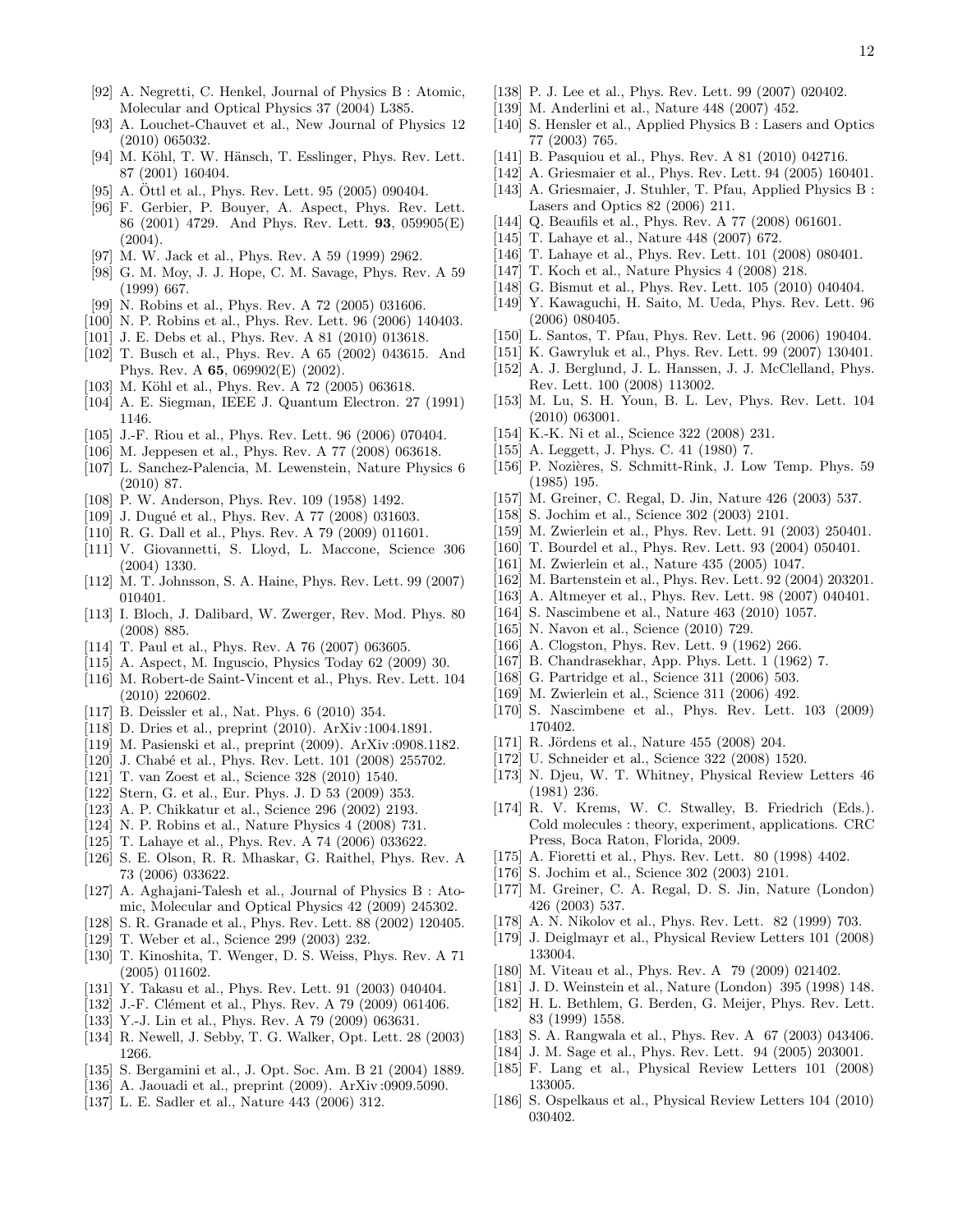[92] A. Negretti, C. Henkel, Journal of Physics B : Atomic, Molecular and Optical Physics 37 (2004) L385.
[93] A. Louchet-Chauvet et al., New Journal of Physics 12 (2010) 065032.
[94] M. Köhl, T. W. Hänsch, T. Esslinger, Phys. Rev. Lett. 87 (2001) 160404.
[95] A. Öttl et al., Phys. Rev. Lett. 95 (2005) 090404.
[96] F. Gerbier, P. Bouyer, A. Aspect, Phys. Rev. Lett. 86 (2001) 4729. And Phys. Rev. Lett. **93**, 059905(E) (2004).
[97] M. W. Jack et al., Phys. Rev. A 59 (1999) 2962.
[98] G. M. Moy, J. J. Hope, C. M. Savage, Phys. Rev. A 59 (1999) 667.
[99] N. Robins et al., Phys. Rev. A 72 (2005) 031606.
[100] N. P. Robins et al., Phys. Rev. Lett. 96 (2006) 140403.
[101] J. E. Debs et al., Phys. Rev. A 81 (2010) 013618.
[102] T. Busch et al., Phys. Rev. A 65 (2002) 043615. And Phys. Rev. A **65**, 069902(E) (2002).
[103] M. Köhl et al., Phys. Rev. A 72 (2005) 063618.
[104] A. E. Siegman, IEEE J. Quantum Electron. 27 (1991) 1146.
[105] J.-F. Riou et al., Phys. Rev. Lett. 96 (2006) 070404.
[106] M. Jeppesen et al., Phys. Rev. A 77 (2008) 063618.
[107] L. Sanchez-Palencia, M. Lewenstein, Nature Physics 6 (2010) 87.
[108] P. W. Anderson, Phys. Rev. 109 (1958) 1492.
[109] J. Dugué et al., Phys. Rev. A 77 (2008) 031603.
[110] R. G. Dall et al., Phys. Rev. A 79 (2009) 011601.
[111] V. Giovannetti, S. Lloyd, L. Maccone, Science 306 (2004) 1330.
[112] M. T. Johnsson, S. A. Haine, Phys. Rev. Lett. 99 (2007) 010401.
[113] I. Bloch, J. Dalibard, W. Zwerger, Rev. Mod. Phys. 80 (2008) 885.
[114] T. Paul et al., Phys. Rev. A 76 (2007) 063605.
[115] A. Aspect, M. Inguscio, Physics Today 62 (2009) 30.
[116] M. Robert-de Saint-Vincent et al., Phys. Rev. Lett. 104 (2010) 220602.
[117] B. Deissler et al., Nat. Phys. 6 (2010) 354.
[118] D. Dries et al., preprint (2010). ArXiv :1004.1891.
[119] M. Pasienski et al., preprint (2009). ArXiv :0908.1182.
[120] J. Chabé et al., Phys. Rev. Lett. 101 (2008) 255702.
[121] T. van Zoest et al., Science 328 (2010) 1540.
[122] Stern, G. et al., Eur. Phys. J. D 53 (2009) 353.
[123] A. P. Chikkatur et al., Science 296 (2002) 2193.
[124] N. P. Robins et al., Nature Physics 4 (2008) 731.
[125] T. Lahaye et al., Phys. Rev. A 74 (2006) 033622.
[126] S. E. Olson, R. R. Mhaskar, G. Raithel, Phys. Rev. A 73 (2006) 033622.
[127] A. Aghajani-Talesh et al., Journal of Physics B : Atomic, Molecular and Optical Physics 42 (2009) 245302.
[128] S. R. Granade et al., Phys. Rev. Lett. 88 (2002) 120405.
[129] T. Weber et al., Science 299 (2003) 232.
[130] T. Kinoshita, T. Wenger, D. S. Weiss, Phys. Rev. A 71 (2005) 011602.
[131] Y. Takasu et al., Phys. Rev. Lett. 91 (2003) 040404.
[132] J.-F. Clément et al., Phys. Rev. A 79 (2009) 061406.
[133] Y.-J. Lin et al., Phys. Rev. A 79 (2009) 063631.
[134] R. Newell, J. Sebby, T. G. Walker, Opt. Lett. 28 (2003) 1266.
[135] S. Bergamini et al., J. Opt. Soc. Am. B 21 (2004) 1889.
[136] A. Jaouadi et al., preprint (2009). ArXiv :0909.5090.
[137] L. E. Sadler et al., Nature 443 (2006) 312.
[138] P. J. Lee et al., Phys. Rev. Lett. 99 (2007) 020402.
[139] M. Anderlini et al., Nature 448 (2007) 452.
[140] S. Hensler et al., Applied Physics B : Lasers and Optics 77 (2003) 765.
[141] B. Pasquiou et al., Phys. Rev. A 81 (2010) 042716.
[142] A. Griesmaier et al., Phys. Rev. Lett. 94 (2005) 160401.
[143] A. Griesmaier, J. Stuhler, T. Pfau, Applied Physics B : Lasers and Optics 82 (2006) 211.
[144] Q. Beaufils et al., Phys. Rev. A 77 (2008) 061601.
[145] T. Lahaye et al., Nature 448 (2007) 672.
[146] T. Lahaye et al., Phys. Rev. Lett. 101 (2008) 080401.
[147] T. Koch et al., Nature Physics 4 (2008) 218.
[148] G. Bismut et al., Phys. Rev. Lett. 105 (2010) 040404.
[149] Y. Kawaguchi, H. Saito, M. Ueda, Phys. Rev. Lett. 96 (2006) 080405.
[150] L. Santos, T. Pfau, Phys. Rev. Lett. 96 (2006) 190404.
[151] K. Gawryluk et al., Phys. Rev. Lett. 99 (2007) 130401.
[152] A. J. Berglund, J. L. Hanssen, J. J. McClelland, Phys. Rev. Lett. 100 (2008) 113002.
[153] M. Lu, S. H. Youn, B. L. Lev, Phys. Rev. Lett. 104 (2010) 063001.
[154] K.-K. Ni et al., Science 322 (2008) 231.
[155] A. Leggett, J. Phys. C. 41 (1980) 7.
[156] P. Nozières, S. Schmitt-Rink, J. Low Temp. Phys. 59 (1985) 195.
[157] M. Greiner, C. Regal, D. Jin, Nature 426 (2003) 537.
[158] S. Jochim et al., Science 302 (2003) 2101.
[159] M. Zwierlein et al., Phys. Rev. Lett. 91 (2003) 250401.
[160] T. Bourdel et al., Phys. Rev. Lett. 93 (2004) 050401.
[161] M. Zwierlein et al., Nature 435 (2005) 1047.
[162] M. Bartenstein et al., Phys. Rev. Lett. 92 (2004) 203201.
[163] A. Altmeyer et al., Phys. Rev. Lett. 98 (2007) 040401.
[164] S. Nascimbene et al., Nature 463 (2010) 1057.
[165] N. Navon et al., Science (2010) 729.
[166] A. Clogston, Phys. Rev. Lett. 9 (1962) 266.
[167] B. Chandrasekhar, App. Phys. Lett. 1 (1962) 7.
[168] G. Partridge et al., Science 311 (2006) 503.
[169] M. Zwierlein et al., Science 311 (2006) 492.
[170] S. Nascimbene et al., Phys. Rev. Lett. 103 (2009) 170402.
[171] R. Jördens et al., Nature 455 (2008) 204.
[172] U. Schneider et al., Science 322 (2008) 1520.
[173] N. Djeu, W. T. Whitney, Physical Review Letters 46 (1981) 236.
[174] R. V. Krems, W. C. Stwalley, B. Friedrich (Eds.). Cold molecules : theory, experiment, applications. CRC Press, Boca Raton, Florida, 2009.
[175] A. Fioretti et al., Phys. Rev. Lett. 80 (1998) 4402.
[176] S. Jochim et al., Science 302 (2003) 2101.
[177] M. Greiner, C. A. Regal, D. S. Jin, Nature (London) 426 (2003) 537.
[178] A. N. Nikolov et al., Phys. Rev. Lett. 82 (1999) 703.
[179] J. Deiglmayr et al., Physical Review Letters 101 (2008) 133004.
[180] M. Viteau et al., Phys. Rev. A 79 (2009) 021402.
[181] J. D. Weinstein et al., Nature (London) 395 (1998) 148.
[182] H. L. Bethlem, G. Berden, G. Meijer, Phys. Rev. Lett. 83 (1999) 1558.
[183] S. A. Rangwala et al., Phys. Rev. A 67 (2003) 043406.
[184] J. M. Sage et al., Phys. Rev. Lett. 94 (2005) 203001.
[185] F. Lang et al., Physical Review Letters 101 (2008) 133005.
[186] S. Ospelkaus et al., Physical Review Letters 104 (2010) 030402.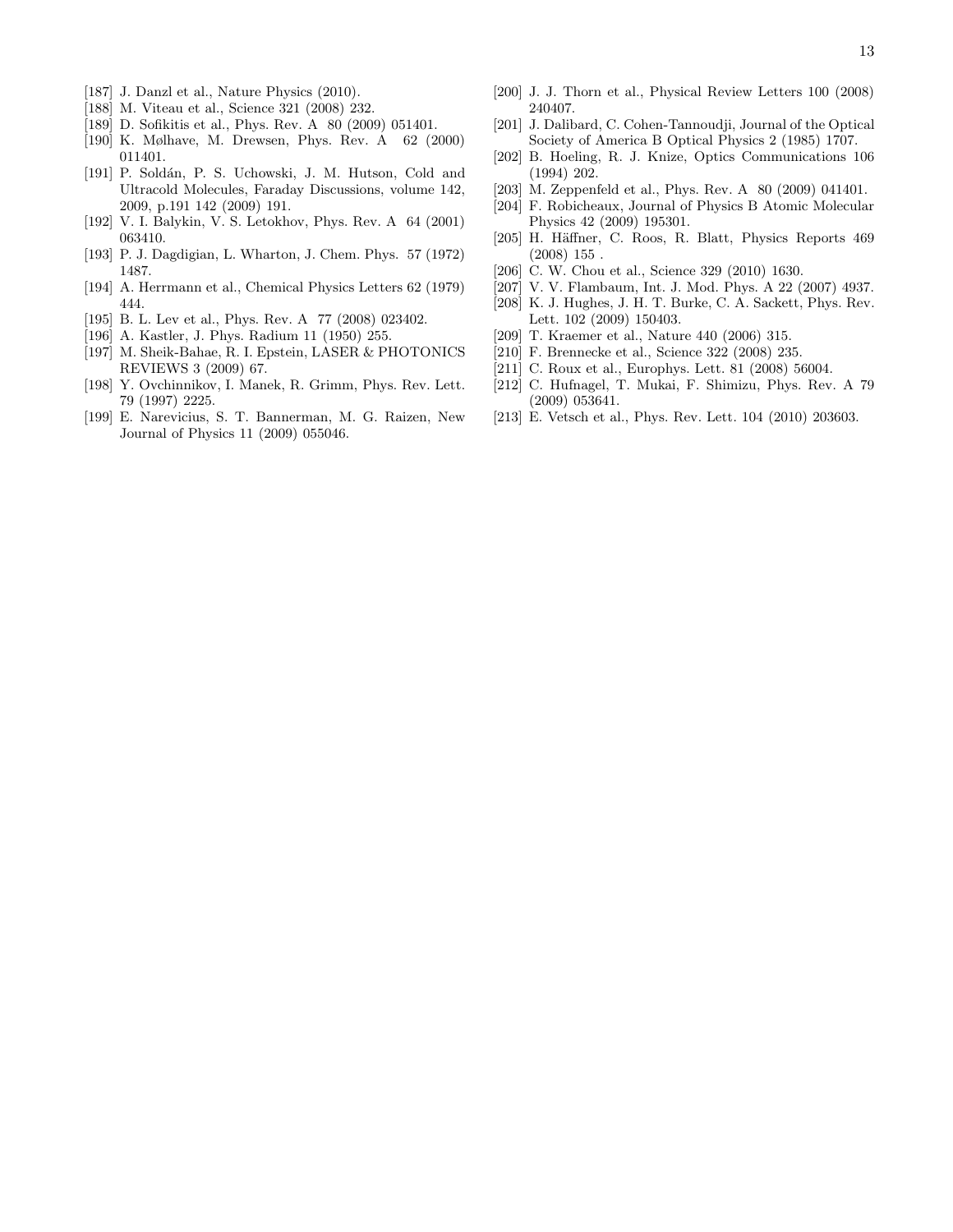- [187] J. Danzl et al., Nature Physics (2010).
- [188] M. Viteau et al., Science 321 (2008) 232.
- [189] D. Sofikitis et al., Phys. Rev. A 80 (2009) 051401.
- [190] K. Mølhave, M. Drewsen, Phys. Rev. A 62 (2000) 011401.
- [191] P. Soldán, P. S. Uchowski, J. M. Hutson, Cold and Ultracold Molecules, Faraday Discussions, volume 142, 2009, p.191 142 (2009) 191.
- [192] V. I. Balykin, V. S. Letokhov, Phys. Rev. A 64 (2001) 063410.
- [193] P. J. Dagdigian, L. Wharton, J. Chem. Phys. 57 (1972) 1487.
- [194] A. Herrmann et al., Chemical Physics Letters 62 (1979) 444.
- [195] B. L. Lev et al., Phys. Rev. A 77 (2008) 023402.
- [196] A. Kastler, J. Phys. Radium 11 (1950) 255.
- [197] M. Sheik-Bahae, R. I. Epstein, LASER & PHOTONICS REVIEWS 3 (2009) 67.
- [198] Y. Ovchinnikov, I. Manek, R. Grimm, Phys. Rev. Lett. 79 (1997) 2225.
- [199] E. Narevicius, S. T. Bannerman, M. G. Raizen, New Journal of Physics 11 (2009) 055046.
- [200] J. J. Thorn et al., Physical Review Letters 100 (2008) 240407.
- [201] J. Dalibard, C. Cohen-Tannoudji, Journal of the Optical Society of America B Optical Physics 2 (1985) 1707.
- [202] B. Hoeling, R. J. Knize, Optics Communications 106 (1994) 202.
- [203] M. Zeppenfeld et al., Phys. Rev. A 80 (2009) 041401.
- [204] F. Robicheaux, Journal of Physics B Atomic Molecular Physics 42 (2009) 195301.
- [205] H. Häffner, C. Roos, R. Blatt, Physics Reports 469 (2008) 155 .
- [206] C. W. Chou et al., Science 329 (2010) 1630.
- [207] V. V. Flambaum, Int. J. Mod. Phys. A 22 (2007) 4937.
- [208] K. J. Hughes, J. H. T. Burke, C. A. Sackett, Phys. Rev. Lett. 102 (2009) 150403.
- [209] T. Kraemer et al., Nature 440 (2006) 315.
- [210] F. Brennecke et al., Science 322 (2008) 235.
- [211] C. Roux et al., Europhys. Lett. 81 (2008) 56004.
- [212] C. Hufnagel, T. Mukai, F. Shimizu, Phys. Rev. A 79 (2009) 053641.
- [213] E. Vetsch et al., Phys. Rev. Lett. 104 (2010) 203603.